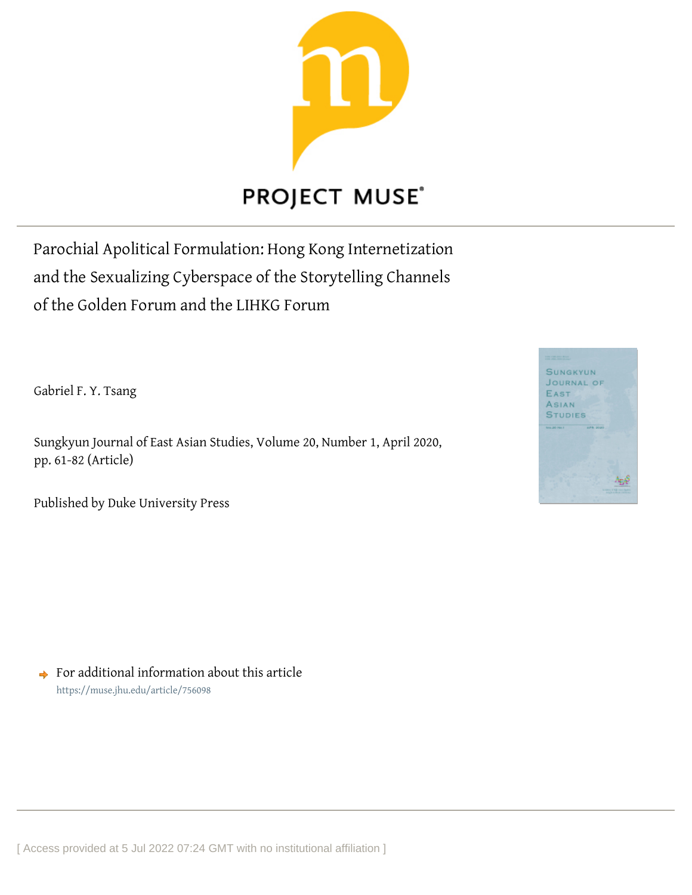PROJECT MUSE®

# Parochial Apolitical Formulation: Hong Kong Internetization and the Sexualizing Cyberspace of the Storytelling Channels of the Golden Forum and the LIHKG Forum

Gabriel F. Y. Tsang

Sungkyun Journal of East Asian Studies, Volume 20, Number 1, April 2020, pp. 61-82 (Article)

Published by Duke University Press

For additional information about this article
https://muse.jhu.edu/article/756098

[ Access provided at 5 Jul 2022 07:24 GMT with no institutional affiliation ]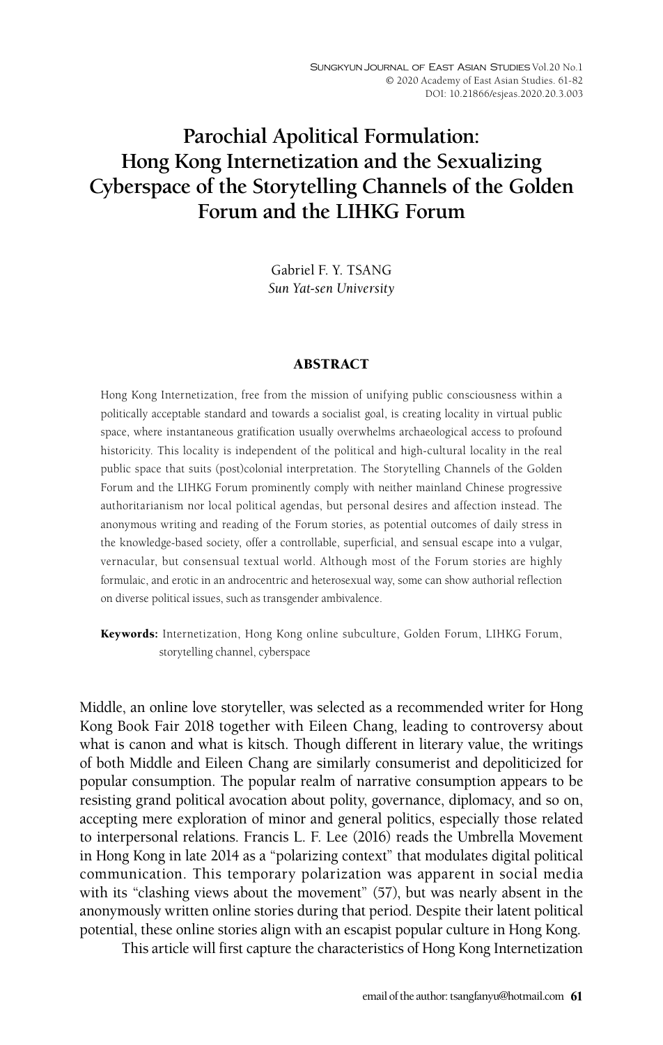# Parochial Apolitical Formulation: Hong Kong Internetization and the Sexualizing Cyberspace of the Storytelling Channels of the Golden Forum and the LIHKG Forum

Gabriel F. Y. TSANG
*Sun Yat-sen University*

## ABSTRACT

Hong Kong Internetization, free from the mission of unifying public consciousness within a politically acceptable standard and towards a socialist goal, is creating locality in virtual public space, where instantaneous gratification usually overwhelms archaeological access to profound historicity. This locality is independent of the political and high-cultural locality in the real public space that suits (post)colonial interpretation. The Storytelling Channels of the Golden Forum and the LIHKG Forum prominently comply with neither mainland Chinese progressive authoritarianism nor local political agendas, but personal desires and affection instead. The anonymous writing and reading of the Forum stories, as potential outcomes of daily stress in the knowledge-based society, offer a controllable, superficial, and sensual escape into a vulgar, vernacular, but consensual textual world. Although most of the Forum stories are highly formulaic, and erotic in an androcentric and heterosexual way, some can show authorial reflection on diverse political issues, such as transgender ambivalence.

**Keywords:** Internetization, Hong Kong online subculture, Golden Forum, LIHKG Forum, storytelling channel, cyberspace

Middle, an online love storyteller, was selected as a recommended writer for Hong Kong Book Fair 2018 together with Eileen Chang, leading to controversy about what is canon and what is kitsch. Though different in literary value, the writings of both Middle and Eileen Chang are similarly consumerist and depoliticized for popular consumption. The popular realm of narrative consumption appears to be resisting grand political avocation about polity, governance, diplomacy, and so on, accepting mere exploration of minor and general politics, especially those related to interpersonal relations. Francis L. F. Lee (2016) reads the Umbrella Movement in Hong Kong in late 2014 as a "polarizing context" that modulates digital political communication. This temporary polarization was apparent in social media with its "clashing views about the movement" (57), but was nearly absent in the anonymously written online stories during that period. Despite their latent political potential, these online stories align with an escapist popular culture in Hong Kong.

This article will first capture the characteristics of Hong Kong Internetization

email of the author: tsangfanyu@hotmail.com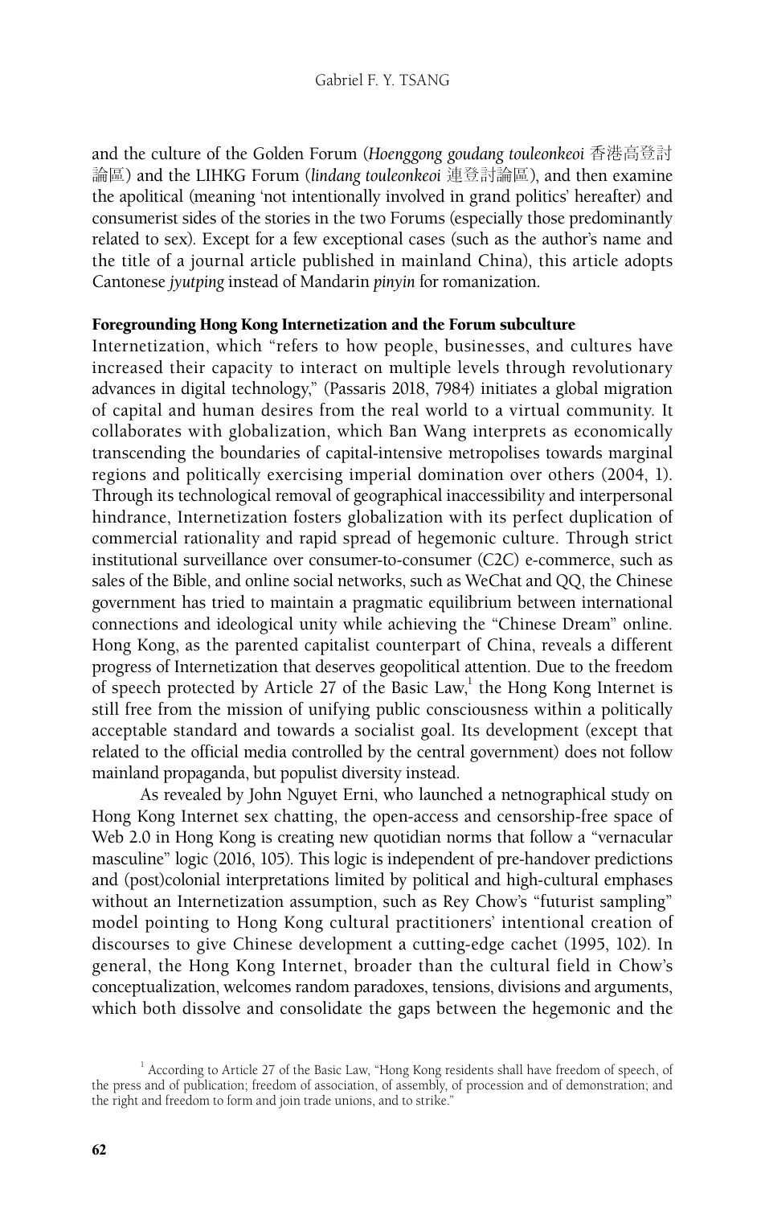and the culture of the Golden Forum (*Hoenggong goudang touleonkeoi* 香港高登討論區) and the LIHKG Forum (*lindang touleonkeoi* 連登討論區), and then examine the apolitical (meaning 'not intentionally involved in grand politics' hereafter) and consumerist sides of the stories in the two Forums (especially those predominantly related to sex). Except for a few exceptional cases (such as the author's name and the title of a journal article published in mainland China), this article adopts Cantonese *jyutping* instead of Mandarin *pinyin* for romanization.

## Foregrounding Hong Kong Internetization and the Forum subculture

Internetization, which "refers to how people, businesses, and cultures have increased their capacity to interact on multiple levels through revolutionary advances in digital technology," (Passaris 2018, 7984) initiates a global migration of capital and human desires from the real world to a virtual community. It collaborates with globalization, which Ban Wang interprets as economically transcending the boundaries of capital-intensive metropolises towards marginal regions and politically exercising imperial domination over others (2004, 1). Through its technological removal of geographical inaccessibility and interpersonal hindrance, Internetization fosters globalization with its perfect duplication of commercial rationality and rapid spread of hegemonic culture. Through strict institutional surveillance over consumer-to-consumer (C2C) e-commerce, such as sales of the Bible, and online social networks, such as WeChat and QQ, the Chinese government has tried to maintain a pragmatic equilibrium between international connections and ideological unity while achieving the "Chinese Dream" online. Hong Kong, as the parented capitalist counterpart of China, reveals a different progress of Internetization that deserves geopolitical attention. Due to the freedom of speech protected by Article 27 of the Basic Law,[1] the Hong Kong Internet is still free from the mission of unifying public consciousness within a politically acceptable standard and towards a socialist goal. Its development (except that related to the official media controlled by the central government) does not follow mainland propaganda, but populist diversity instead.

As revealed by John Nguyet Erni, who launched a netnographical study on Hong Kong Internet sex chatting, the open-access and censorship-free space of Web 2.0 in Hong Kong is creating new quotidian norms that follow a "vernacular masculine" logic (2016, 105). This logic is independent of pre-handover predictions and (post)colonial interpretations limited by political and high-cultural emphases without an Internetization assumption, such as Rey Chow's "futurist sampling" model pointing to Hong Kong cultural practitioners' intentional creation of discourses to give Chinese development a cutting-edge cachet (1995, 102). In general, the Hong Kong Internet, broader than the cultural field in Chow's conceptualization, welcomes random paradoxes, tensions, divisions and arguments, which both dissolve and consolidate the gaps between the hegemonic and the

[1] According to Article 27 of the Basic Law, "Hong Kong residents shall have freedom of speech, of the press and of publication; freedom of association, of assembly, of procession and of demonstration; and the right and freedom to form and join trade unions, and to strike."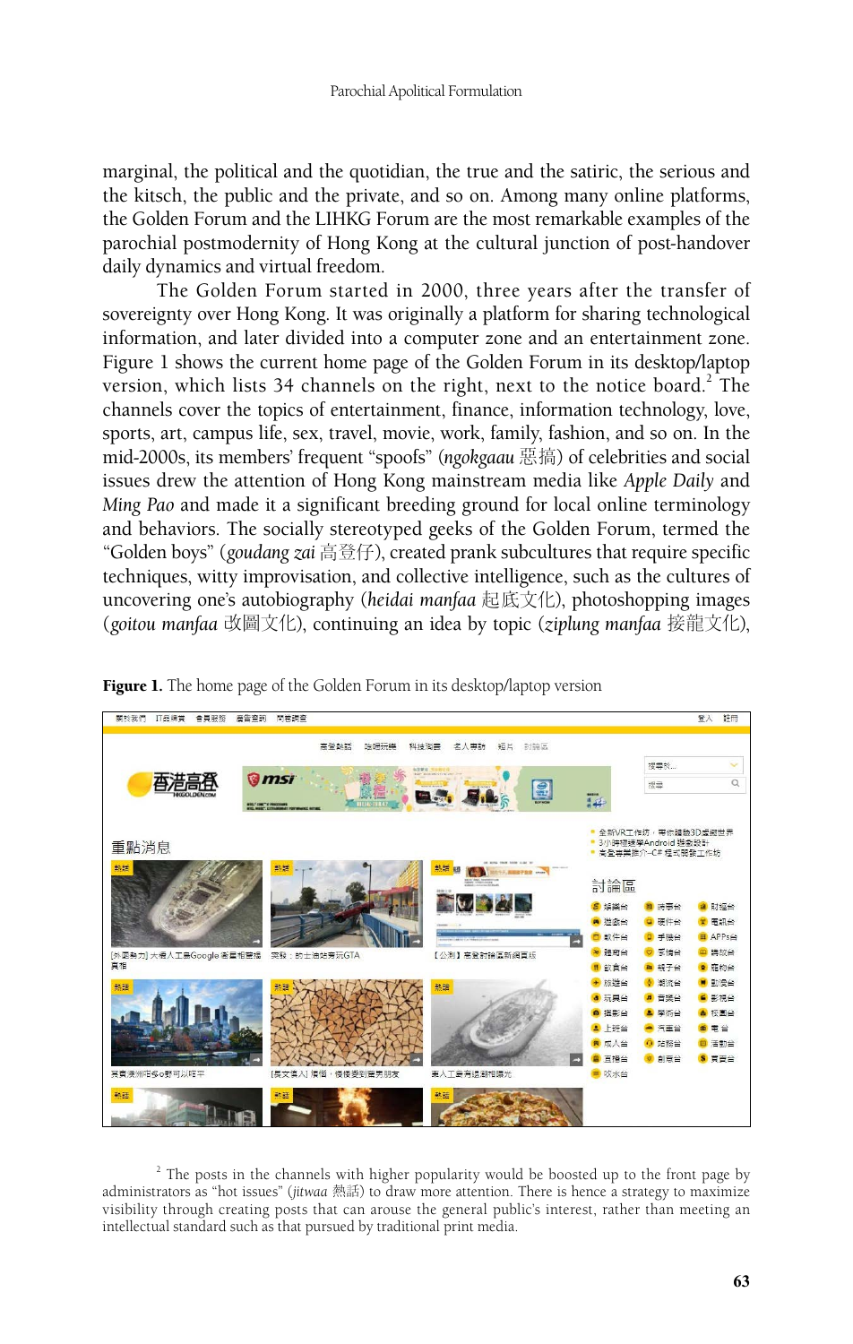marginal, the political and the quotidian, the true and the satiric, the serious and the kitsch, the public and the private, and so on. Among many online platforms, the Golden Forum and the LIHKG Forum are the most remarkable examples of the parochial postmodernity of Hong Kong at the cultural junction of post-handover daily dynamics and virtual freedom.

The Golden Forum started in 2000, three years after the transfer of sovereignty over Hong Kong. It was originally a platform for sharing technological information, and later divided into a computer zone and an entertainment zone. Figure 1 shows the current home page of the Golden Forum in its desktop/laptop version, which lists 34 channels on the right, next to the notice board.[2] The channels cover the topics of entertainment, finance, information technology, love, sports, art, campus life, sex, travel, movie, work, family, fashion, and so on. In the mid-2000s, its members' frequent "spoofs" (*ngokgaau* 惡搞) of celebrities and social issues drew the attention of Hong Kong mainstream media like *Apple Daily* and *Ming Pao* and made it a significant breeding ground for local online terminology and behaviors. The socially stereotyped geeks of the Golden Forum, termed the "Golden boys" (*goudang zai* 高登仔), created prank subcultures that require specific techniques, witty improvisation, and collective intelligence, such as the cultures of uncovering one's autobiography (*heidai manfaa* 起底文化), photoshopping images (*goitou manfaa* 改圖文化), continuing an idea by topic (*ziplung manfaa* 接龍文化),

**Figure 1.** The home page of the Golden Forum in its desktop/laptop version

[2] The posts in the channels with higher popularity would be boosted up to the front page by administrators as "hot issues" (*jitwaa* 熱話) to draw more attention. There is hence a strategy to maximize visibility through creating posts that can arouse the general public's interest, rather than meeting an intellectual standard such as that pursued by traditional print media.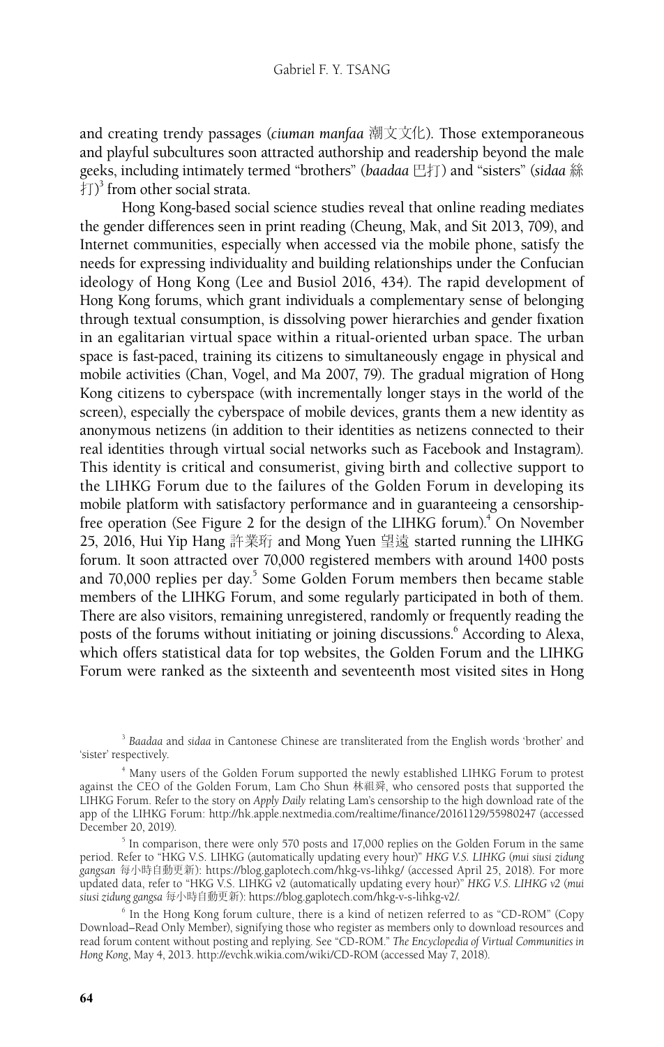and creating trendy passages (*ciuman manfaa* 潮文文化). Those extemporaneous and playful subcultures soon attracted authorship and readership beyond the male geeks, including intimately termed "brothers" (*baadaa* 巴打) and "sisters" (*sidaa* 絲打)[3] from other social strata.

Hong Kong-based social science studies reveal that online reading mediates the gender differences seen in print reading (Cheung, Mak, and Sit 2013, 709), and Internet communities, especially when accessed via the mobile phone, satisfy the needs for expressing individuality and building relationships under the Confucian ideology of Hong Kong (Lee and Busiol 2016, 434). The rapid development of Hong Kong forums, which grant individuals a complementary sense of belonging through textual consumption, is dissolving power hierarchies and gender fixation in an egalitarian virtual space within a ritual-oriented urban space. The urban space is fast-paced, training its citizens to simultaneously engage in physical and mobile activities (Chan, Vogel, and Ma 2007, 79). The gradual migration of Hong Kong citizens to cyberspace (with incrementally longer stays in the world of the screen), especially the cyberspace of mobile devices, grants them a new identity as anonymous netizens (in addition to their identities as netizens connected to their real identities through virtual social networks such as Facebook and Instagram). This identity is critical and consumerist, giving birth and collective support to the LIHKG Forum due to the failures of the Golden Forum in developing its mobile platform with satisfactory performance and in guaranteeing a censorship-free operation (See Figure 2 for the design of the LIHKG forum).[4] On November 25, 2016, Hui Yip Hang 許業珩 and Mong Yuen 望遠 started running the LIHKG forum. It soon attracted over 70,000 registered members with around 1400 posts and 70,000 replies per day.[5] Some Golden Forum members then became stable members of the LIHKG Forum, and some regularly participated in both of them. There are also visitors, remaining unregistered, randomly or frequently reading the posts of the forums without initiating or joining discussions.[6] According to Alexa, which offers statistical data for top websites, the Golden Forum and the LIHKG Forum were ranked as the sixteenth and seventeenth most visited sites in Hong

---

[3] *Baadaa* and *sidaa* in Cantonese Chinese are transliterated from the English words 'brother' and 'sister' respectively.

[4] Many users of the Golden Forum supported the newly established LIHKG Forum to protest against the CEO of the Golden Forum, Lam Cho Shun 林祖舜, who censored posts that supported the LIHKG Forum. Refer to the story on *Apply Daily* relating Lam's censorship to the high download rate of the app of the LIHKG Forum: http://hk.apple.nextmedia.com/realtime/finance/20161129/55980247 (accessed December 20, 2019).

[5] In comparison, there were only 570 posts and 17,000 replies on the Golden Forum in the same period. Refer to "HKG V.S. LIHKG (automatically updating every hour)" *HKG V.S. LIHKG* (*mui siusi zidung gangsan* 每小時自動更新): https://blog.gaplotech.com/hkg-vs-lihkg/ (accessed April 25, 2018). For more updated data, refer to "HKG V.S. LIHKG v2 (automatically updating every hour)" *HKG V.S. LIHKG v2* (*mui siusi zidung gangsa* 每小時自動更新): https://blog.gaplotech.com/hkg-v-s-lihkg-v2/.

[6] In the Hong Kong forum culture, there is a kind of netizen referred to as "CD-ROM" (Copy Download–Read Only Member), signifying those who register as members only to download resources and read forum content without posting and replying. See "CD-ROM." *The Encyclopedia of Virtual Communities in Hong Kong*, May 4, 2013. http://evchk.wikia.com/wiki/CD-ROM (accessed May 7, 2018).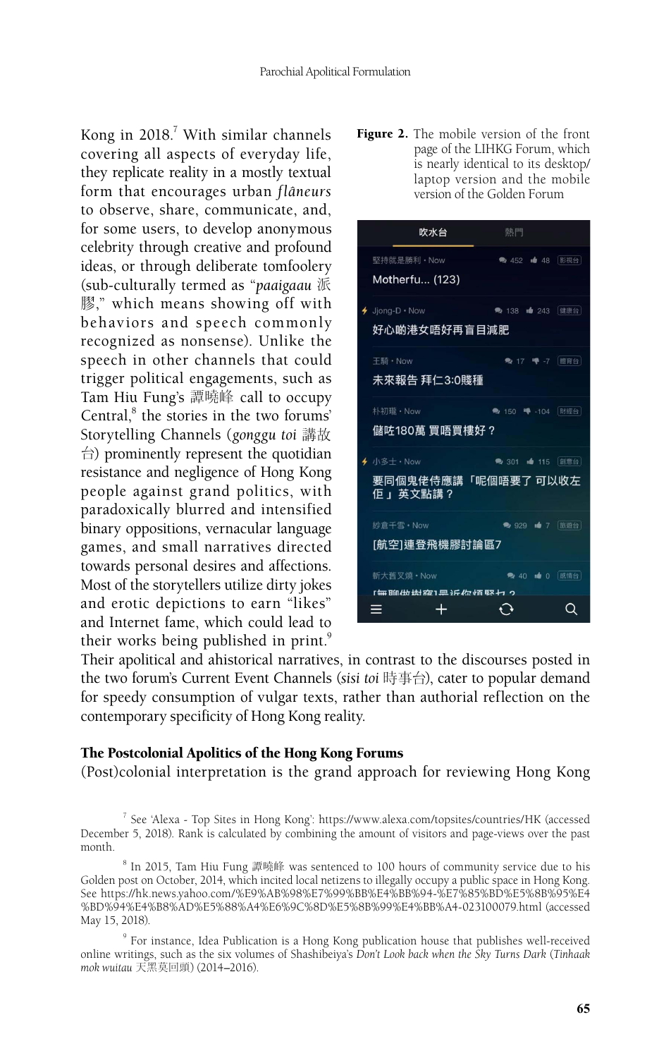Kong in 2018.[7] With similar channels covering all aspects of everyday life, they replicate reality in a mostly textual form that encourages urban *flâneurs* to observe, share, communicate, and, for some users, to develop anonymous celebrity through creative and profound ideas, or through deliberate tomfoolery (sub-culturally termed as "*paaigaau* 派膠," which means showing off with behaviors and speech commonly recognized as nonsense). Unlike the speech in other channels that could trigger political engagements, such as Tam Hiu Fung's 譚曉峰 call to occupy Central,[8] the stories in the two forums' Storytelling Channels (*gonggu toi* 講故台) prominently represent the quotidian resistance and negligence of Hong Kong people against grand politics, with paradoxically blurred and intensified binary oppositions, vernacular language games, and small narratives directed towards personal desires and affections. Most of the storytellers utilize dirty jokes and erotic depictions to earn "likes" and Internet fame, which could lead to their works being published in print.[9] Their apolitical and ahistorical narratives, in contrast to the discourses posted in the two forum's Current Event Channels (*sisi toi* 時事台), cater to popular demand for speedy consumption of vulgar texts, rather than authorial reflection on the contemporary specificity of Hong Kong reality.

**Figure 2.** The mobile version of the front page of the LIHKG Forum, which is nearly identical to its desktop/laptop version and the mobile version of the Golden Forum

### The Postcolonial Apolitics of the Hong Kong Forums

(Post)colonial interpretation is the grand approach for reviewing Hong Kong

---

[7] See 'Alexa - Top Sites in Hong Kong': https://www.alexa.com/topsites/countries/HK (accessed December 5, 2018). Rank is calculated by combining the amount of visitors and page-views over the past month.

[8] In 2015, Tam Hiu Fung 譚曉峰 was sentenced to 100 hours of community service due to his Golden post on October, 2014, which incited local netizens to illegally occupy a public space in Hong Kong. See https://hk.news.yahoo.com/%E9%AB%98%E7%99%BB%E4%BB%94-%E7%85%BD%E5%8B%95%E4%BD%94%E4%B8%AD%E5%88%A4%E6%9C%8D%E5%8B%99%E4%BB%A4-023100079.html (accessed May 15, 2018).

[9] For instance, Idea Publication is a Hong Kong publication house that publishes well-received online writings, such as the six volumes of Shashibeiya's *Don't Look back when the Sky Turns Dark* (*Tinhaak mok wuitau* 天黑莫回頭) (2014–2016).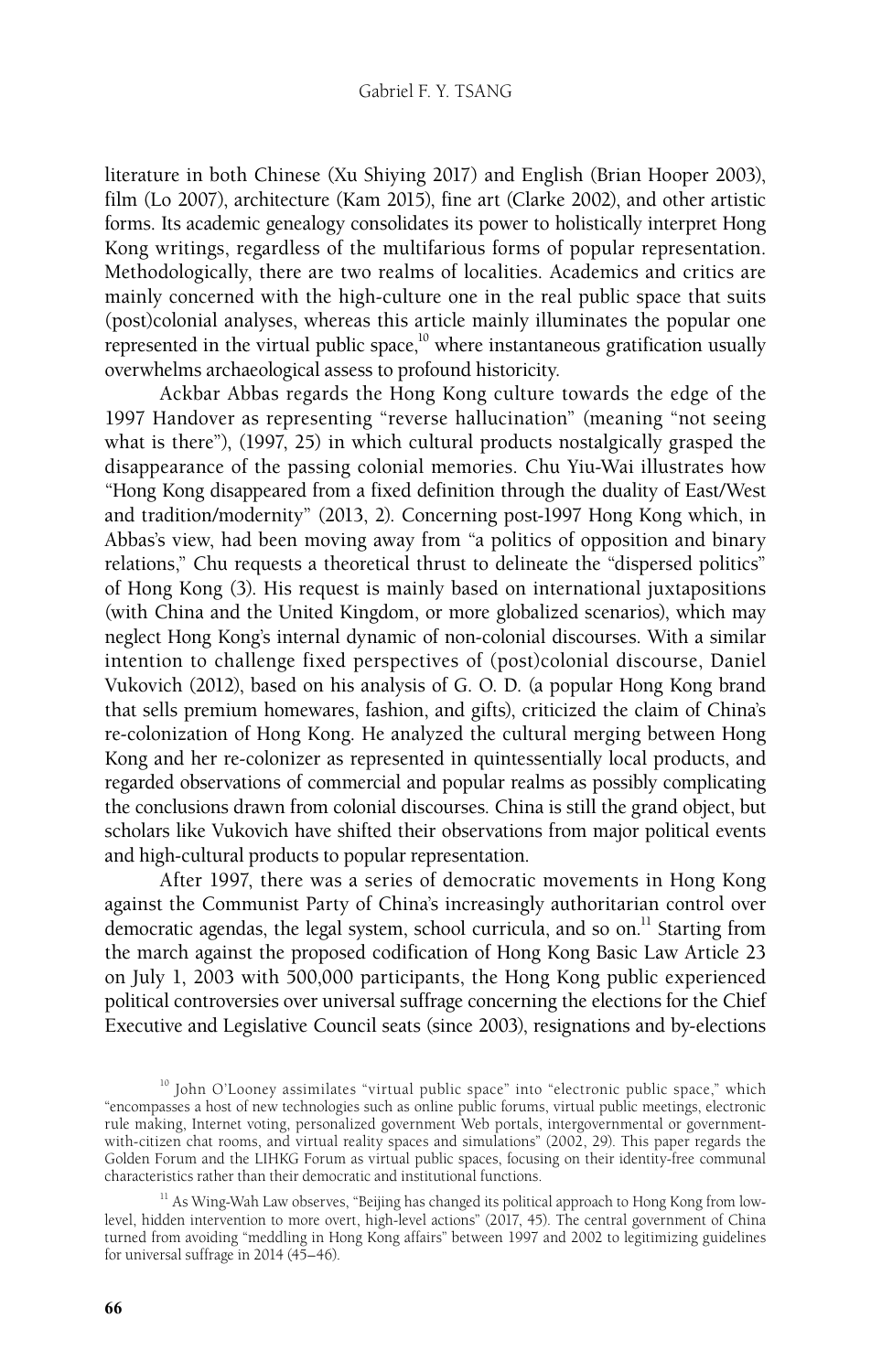literature in both Chinese (Xu Shiying 2017) and English (Brian Hooper 2003), film (Lo 2007), architecture (Kam 2015), fine art (Clarke 2002), and other artistic forms. Its academic genealogy consolidates its power to holistically interpret Hong Kong writings, regardless of the multifarious forms of popular representation. Methodologically, there are two realms of localities. Academics and critics are mainly concerned with the high-culture one in the real public space that suits (post)colonial analyses, whereas this article mainly illuminates the popular one represented in the virtual public space,[10] where instantaneous gratification usually overwhelms archaeological assess to profound historicity.

Ackbar Abbas regards the Hong Kong culture towards the edge of the 1997 Handover as representing "reverse hallucination" (meaning "not seeing what is there"), (1997, 25) in which cultural products nostalgically grasped the disappearance of the passing colonial memories. Chu Yiu-Wai illustrates how "Hong Kong disappeared from a fixed definition through the duality of East/West and tradition/modernity" (2013, 2). Concerning post-1997 Hong Kong which, in Abbas's view, had been moving away from "a politics of opposition and binary relations," Chu requests a theoretical thrust to delineate the "dispersed politics" of Hong Kong (3). His request is mainly based on international juxtapositions (with China and the United Kingdom, or more globalized scenarios), which may neglect Hong Kong's internal dynamic of non-colonial discourses. With a similar intention to challenge fixed perspectives of (post)colonial discourse, Daniel Vukovich (2012), based on his analysis of G. O. D. (a popular Hong Kong brand that sells premium homewares, fashion, and gifts), criticized the claim of China's re-colonization of Hong Kong. He analyzed the cultural merging between Hong Kong and her re-colonizer as represented in quintessentially local products, and regarded observations of commercial and popular realms as possibly complicating the conclusions drawn from colonial discourses. China is still the grand object, but scholars like Vukovich have shifted their observations from major political events and high-cultural products to popular representation.

After 1997, there was a series of democratic movements in Hong Kong against the Communist Party of China's increasingly authoritarian control over democratic agendas, the legal system, school curricula, and so on.[11] Starting from the march against the proposed codification of Hong Kong Basic Law Article 23 on July 1, 2003 with 500,000 participants, the Hong Kong public experienced political controversies over universal suffrage concerning the elections for the Chief Executive and Legislative Council seats (since 2003), resignations and by-elections

[10] John O'Looney assimilates "virtual public space" into "electronic public space," which "encompasses a host of new technologies such as online public forums, virtual public meetings, electronic rule making, Internet voting, personalized government Web portals, intergovernmental or government-with-citizen chat rooms, and virtual reality spaces and simulations" (2002, 29). This paper regards the Golden Forum and the LIHKG Forum as virtual public spaces, focusing on their identity-free communal characteristics rather than their democratic and institutional functions.

[11] As Wing-Wah Law observes, "Beijing has changed its political approach to Hong Kong from low-level, hidden intervention to more overt, high-level actions" (2017, 45). The central government of China turned from avoiding "meddling in Hong Kong affairs" between 1997 and 2002 to legitimizing guidelines for universal suffrage in 2014 (45–46).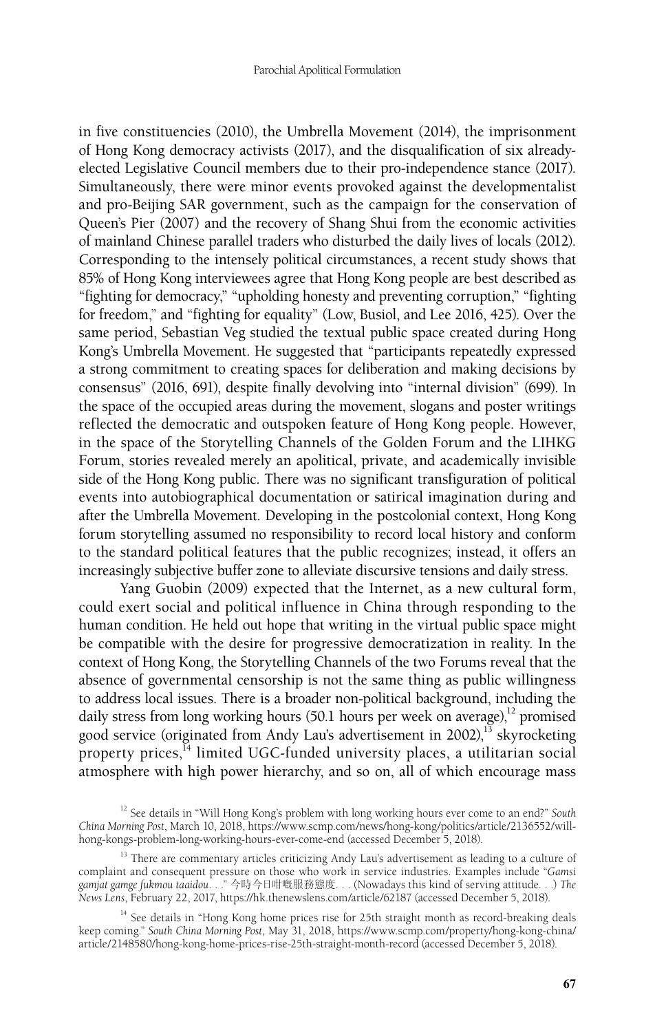in five constituencies (2010), the Umbrella Movement (2014), the imprisonment of Hong Kong democracy activists (2017), and the disqualification of six already-elected Legislative Council members due to their pro-independence stance (2017). Simultaneously, there were minor events provoked against the developmentalist and pro-Beijing SAR government, such as the campaign for the conservation of Queen's Pier (2007) and the recovery of Shang Shui from the economic activities of mainland Chinese parallel traders who disturbed the daily lives of locals (2012). Corresponding to the intensely political circumstances, a recent study shows that 85% of Hong Kong interviewees agree that Hong Kong people are best described as "fighting for democracy," "upholding honesty and preventing corruption," "fighting for freedom," and "fighting for equality" (Low, Busiol, and Lee 2016, 425). Over the same period, Sebastian Veg studied the textual public space created during Hong Kong's Umbrella Movement. He suggested that "participants repeatedly expressed a strong commitment to creating spaces for deliberation and making decisions by consensus" (2016, 691), despite finally devolving into "internal division" (699). In the space of the occupied areas during the movement, slogans and poster writings reflected the democratic and outspoken feature of Hong Kong people. However, in the space of the Storytelling Channels of the Golden Forum and the LIHKG Forum, stories revealed merely an apolitical, private, and academically invisible side of the Hong Kong public. There was no significant transfiguration of political events into autobiographical documentation or satirical imagination during and after the Umbrella Movement. Developing in the postcolonial context, Hong Kong forum storytelling assumed no responsibility to record local history and conform to the standard political features that the public recognizes; instead, it offers an increasingly subjective buffer zone to alleviate discursive tensions and daily stress.

Yang Guobin (2009) expected that the Internet, as a new cultural form, could exert social and political influence in China through responding to the human condition. He held out hope that writing in the virtual public space might be compatible with the desire for progressive democratization in reality. In the context of Hong Kong, the Storytelling Channels of the two Forums reveal that the absence of governmental censorship is not the same thing as public willingness to address local issues. There is a broader non-political background, including the daily stress from long working hours (50.1 hours per week on average),[12] promised good service (originated from Andy Lau's advertisement in 2002),[13] skyrocketing property prices,[14] limited UGC-funded university places, a utilitarian social atmosphere with high power hierarchy, and so on, all of which encourage mass

[12] See details in "Will Hong Kong's problem with long working hours ever come to an end?" *South China Morning Post*, March 10, 2018, https://www.scmp.com/news/hong-kong/politics/article/2136552/will-hong-kongs-problem-long-working-hours-ever-come-end (accessed December 5, 2018).

[13] There are commentary articles criticizing Andy Lau's advertisement as leading to a culture of complaint and consequent pressure on those who work in service industries. Examples include "*Gamsi gamjat gamge fukmou taaidou*. . ." 今時今日咁嘅服務態度. . . (Nowadays this kind of serving attitude. . .) *The News Lens*, February 22, 2017, https://hk.thenewslens.com/article/62187 (accessed December 5, 2018).

[14] See details in "Hong Kong home prices rise for 25th straight month as record-breaking deals keep coming." *South China Morning Post*, May 31, 2018, https://www.scmp.com/property/hong-kong-china/article/2148580/hong-kong-home-prices-rise-25th-straight-month-record (accessed December 5, 2018).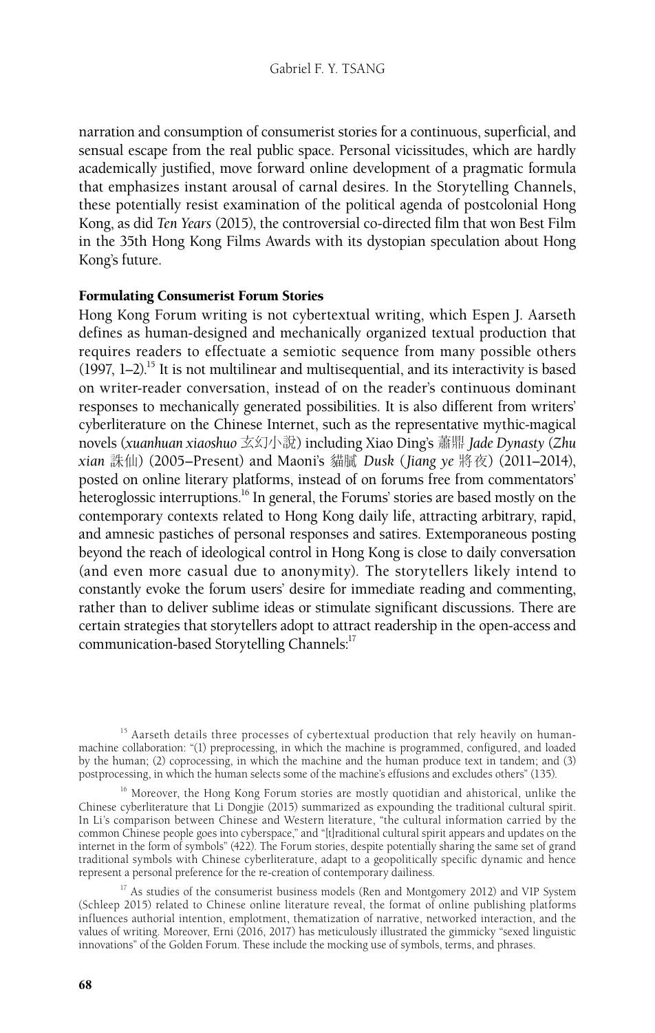narration and consumption of consumerist stories for a continuous, superficial, and sensual escape from the real public space. Personal vicissitudes, which are hardly academically justified, move forward online development of a pragmatic formula that emphasizes instant arousal of carnal desires. In the Storytelling Channels, these potentially resist examination of the political agenda of postcolonial Hong Kong, as did *Ten Years* (2015), the controversial co-directed film that won Best Film in the 35th Hong Kong Films Awards with its dystopian speculation about Hong Kong's future.

## Formulating Consumerist Forum Stories

Hong Kong Forum writing is not cybertextual writing, which Espen J. Aarseth defines as human-designed and mechanically organized textual production that requires readers to effectuate a semiotic sequence from many possible others (1997, 1–2).[15] It is not multilinear and multisequential, and its interactivity is based on writer-reader conversation, instead of on the reader's continuous dominant responses to mechanically generated possibilities. It is also different from writers' cyberliterature on the Chinese Internet, such as the representative mythic-magical novels (*xuanhuan xiaoshuo* 玄幻小說) including Xiao Ding's 蕭鼎 *Jade Dynasty* (*Zhu xian* 誅仙) (2005–Present) and Maoni's 貓膩 *Dusk* (*Jiang ye* 將夜) (2011–2014), posted on online literary platforms, instead of on forums free from commentators' heteroglossic interruptions.[16] In general, the Forums' stories are based mostly on the contemporary contexts related to Hong Kong daily life, attracting arbitrary, rapid, and amnesic pastiches of personal responses and satires. Extemporaneous posting beyond the reach of ideological control in Hong Kong is close to daily conversation (and even more casual due to anonymity). The storytellers likely intend to constantly evoke the forum users' desire for immediate reading and commenting, rather than to deliver sublime ideas or stimulate significant discussions. There are certain strategies that storytellers adopt to attract readership in the open-access and communication-based Storytelling Channels:[17]

---

[15] Aarseth details three processes of cybertextual production that rely heavily on human-machine collaboration: "(1) preprocessing, in which the machine is programmed, configured, and loaded by the human; (2) coprocessing, in which the machine and the human produce text in tandem; and (3) postprocessing, in which the human selects some of the machine's effusions and excludes others" (135).

[16] Moreover, the Hong Kong Forum stories are mostly quotidian and ahistorical, unlike the Chinese cyberliterature that Li Dongjie (2015) summarized as expounding the traditional cultural spirit. In Li's comparison between Chinese and Western literature, "the cultural information carried by the common Chinese people goes into cyberspace," and "[t]raditional cultural spirit appears and updates on the internet in the form of symbols" (422). The Forum stories, despite potentially sharing the same set of grand traditional symbols with Chinese cyberliterature, adapt to a geopolitically specific dynamic and hence represent a personal preference for the re-creation of contemporary dailiness.

[17] As studies of the consumerist business models (Ren and Montgomery 2012) and VIP System (Schleep 2015) related to Chinese online literature reveal, the format of online publishing platforms influences authorial intention, emplotment, thematization of narrative, networked interaction, and the values of writing. Moreover, Erni (2016, 2017) has meticulously illustrated the gimmicky "sexed linguistic innovations" of the Golden Forum. These include the mocking use of symbols, terms, and phrases.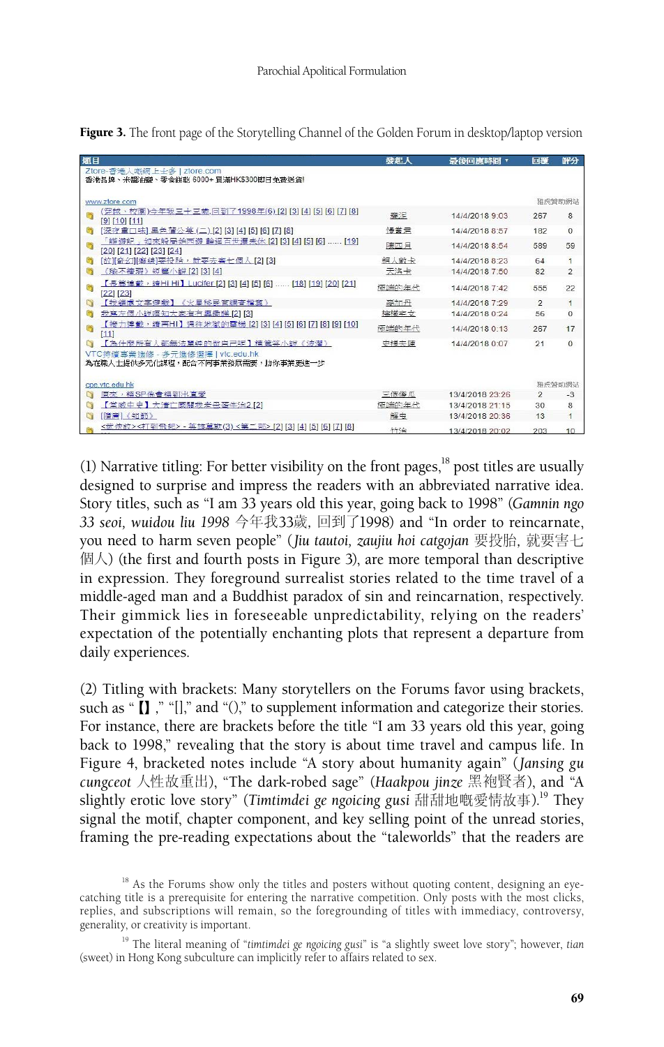**Figure 3.** The front page of the Storytelling Channel of the Golden Forum in desktop/laptop version

(1) Narrative titling: For better visibility on the front pages,[18] post titles are usually designed to surprise and impress the readers with an abbreviated narrative idea. Story titles, such as "I am 33 years old this year, going back to 1998" (*Gamnin ngo 33 seoi, wuidou liu 1998* 今年我33歲, 回到了1998) and "In order to reincarnate, you need to harm seven people" (*Jiu tautoi, zaujiu hoi catgojan* 要投胎, 就要害七個人) (the first and fourth posts in Figure 3), are more temporal than descriptive in expression. They foreground surrealist stories related to the time travel of a middle-aged man and a Buddhist paradox of sin and reincarnation, respectively. Their gimmick lies in foreseeable unpredictability, relying on the readers' expectation of the potentially enchanting plots that represent a departure from daily experiences.

(2) Titling with brackets: Many storytellers on the Forums favor using brackets, such as "【】," "[]," and "()," to supplement information and categorize their stories. For instance, there are brackets before the title "I am 33 years old this year, going back to 1998," revealing that the story is about time travel and campus life. In Figure 4, bracketed notes include "A story about humanity again" (*Jansing gu cungceot* 人性故重出), "The dark-robed sage" (*Haakpou jinze* 黑袍賢者), and "A slightly erotic love story" (*Timtimdei ge ngoicing gusi* 甜甜地嘅愛情故事).[19] They signal the motif, chapter component, and key selling point of the unread stories, framing the pre-reading expectations about the "taleworlds" that the readers are

[18] As the Forums show only the titles and posters without quoting content, designing an eye-catching title is a prerequisite for entering the narrative competition. Only posts with the most clicks, replies, and subscriptions will remain, so the foregrounding of titles with immediacy, controversy, generality, or creativity is important.

[19] The literal meaning of "*timtimdei ge ngoicing gusi*" is "a slightly sweet love story"; however, *tian* (sweet) in Hong Kong subculture can implicitly refer to affairs related to sex.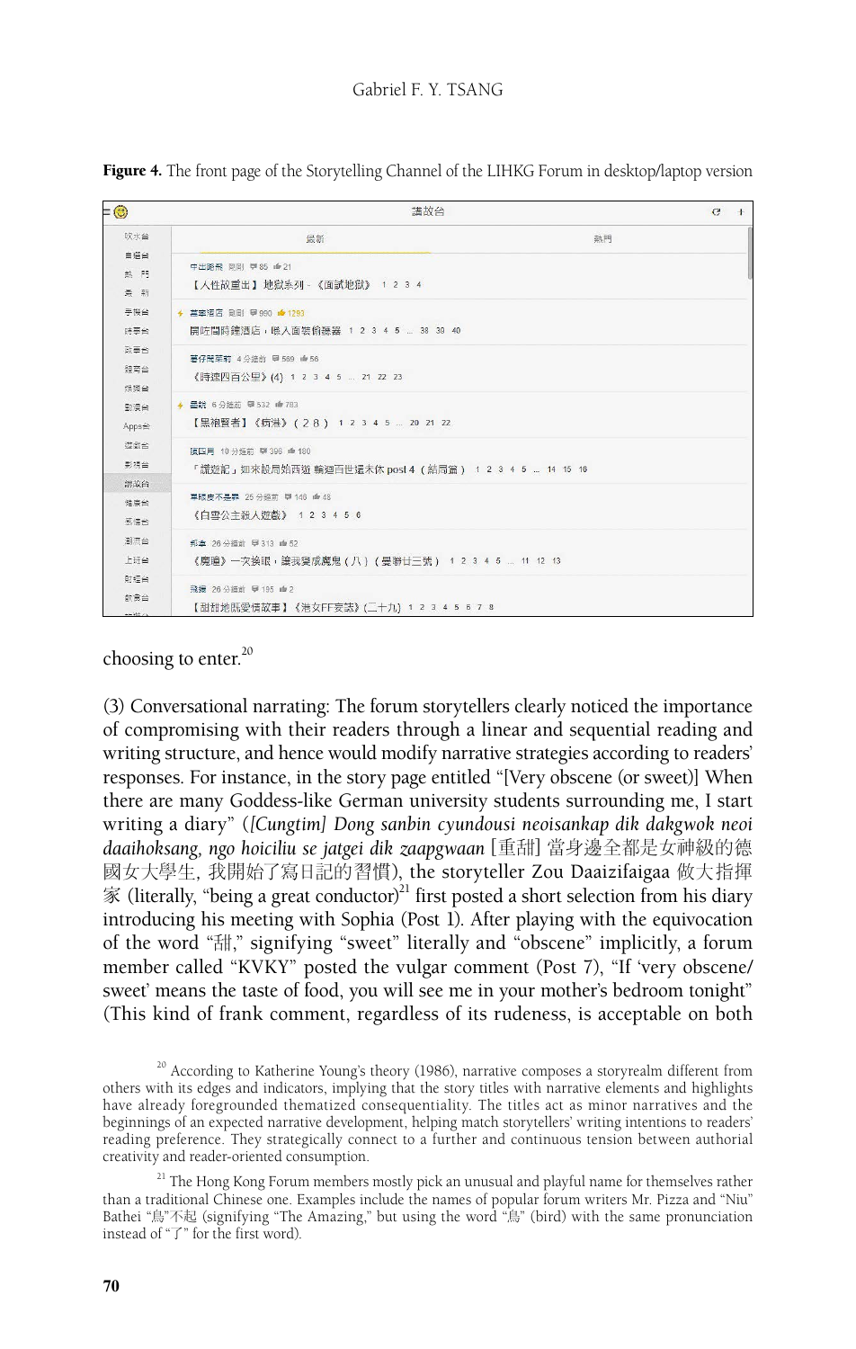**Figure 4.** The front page of the Storytelling Channel of the LIHKG Forum in desktop/laptop version

choosing to enter.[20]

(3) Conversational narrating: The forum storytellers clearly noticed the importance of compromising with their readers through a linear and sequential reading and writing structure, and hence would modify narrative strategies according to readers' responses. For instance, in the story page entitled "[Very obscene (or sweet)] When there are many Goddess-like German university students surrounding me, I start writing a diary" (*[Cungtim] Dong sanbin cyundousi neoisankap dik dakgwok neoi daaihoksang, ngo hoiciliu se jatgei dik zaapgwaan* [重甜] 當身邊全都是女神級的德國女大學生, 我開始了寫日記的習慣), the storyteller Zou Daaizifaigaa 做大指揮家 (literally, "being a great conductor)[21] first posted a short selection from his diary introducing his meeting with Sophia (Post 1). After playing with the equivocation of the word "甜," signifying "sweet" literally and "obscene" implicitly, a forum member called "KVKY" posted the vulgar comment (Post 7), "If 'very obscene/sweet' means the taste of food, you will see me in your mother's bedroom tonight" (This kind of frank comment, regardless of its rudeness, is acceptable on both

[20] According to Katherine Young's theory (1986), narrative composes a storyrealm different from others with its edges and indicators, implying that the story titles with narrative elements and highlights have already foregrounded thematized consequentiality. The titles act as minor narratives and the beginnings of an expected narrative development, helping match storytellers' writing intentions to readers' reading preference. They strategically connect to a further and continuous tension between authorial creativity and reader-oriented consumption.

[21] The Hong Kong Forum members mostly pick an unusual and playful name for themselves rather than a traditional Chinese one. Examples include the names of popular forum writers Mr. Pizza and "Niu" Bathei "鳥"不起 (signifying "The Amazing," but using the word "鳥" (bird) with the same pronunciation instead of "了" for the first word).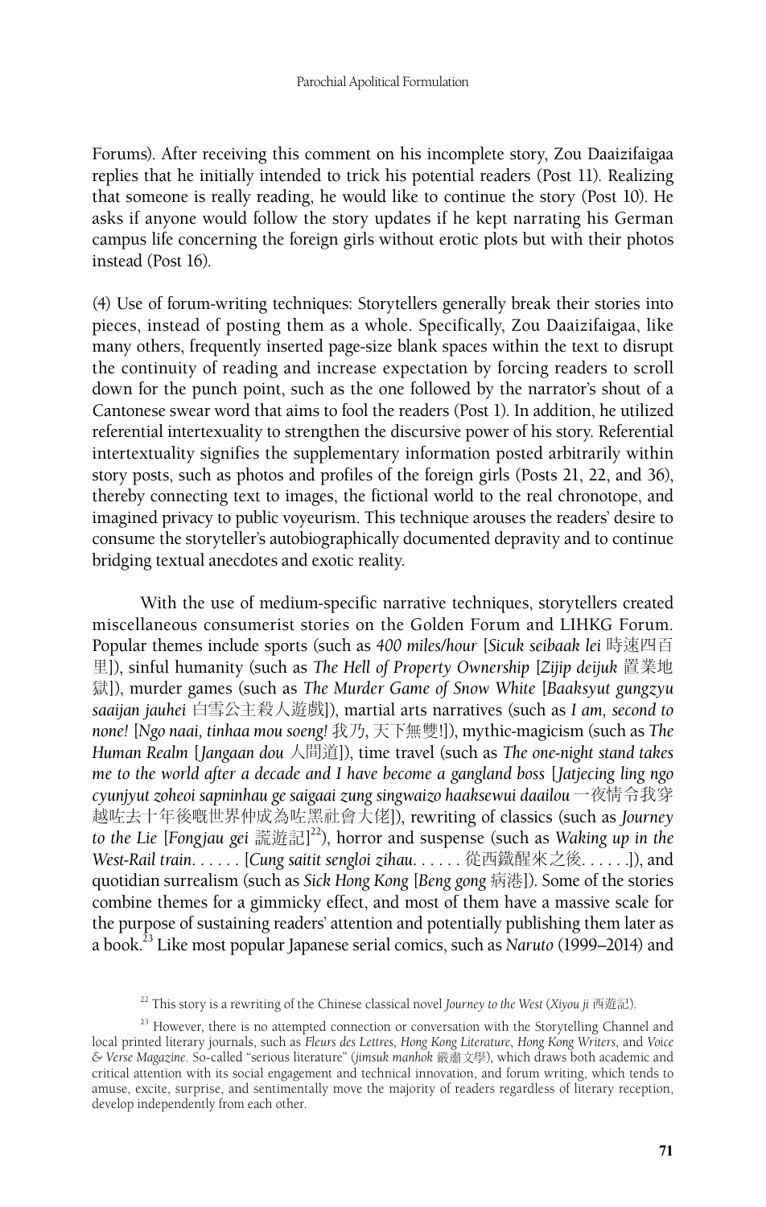Forums). After receiving this comment on his incomplete story, Zou Daaizifaigaa replies that he initially intended to trick his potential readers (Post 11). Realizing that someone is really reading, he would like to continue the story (Post 10). He asks if anyone would follow the story updates if he kept narrating his German campus life concerning the foreign girls without erotic plots but with their photos instead (Post 16).

(4) Use of forum-writing techniques: Storytellers generally break their stories into pieces, instead of posting them as a whole. Specifically, Zou Daaizifaigaa, like many others, frequently inserted page-size blank spaces within the text to disrupt the continuity of reading and increase expectation by forcing readers to scroll down for the punch point, such as the one followed by the narrator's shout of a Cantonese swear word that aims to fool the readers (Post 1). In addition, he utilized referential intertexuality to strengthen the discursive power of his story. Referential intertextuality signifies the supplementary information posted arbitrarily within story posts, such as photos and profiles of the foreign girls (Posts 21, 22, and 36), thereby connecting text to images, the fictional world to the real chronotope, and imagined privacy to public voyeurism. This technique arouses the readers' desire to consume the storyteller's autobiographically documented depravity and to continue bridging textual anecdotes and exotic reality.

With the use of medium-specific narrative techniques, storytellers created miscellaneous consumerist stories on the Golden Forum and LIHKG Forum. Popular themes include sports (such as *400 miles/hour* [*Sicuk seibaak lei* 時速四百里]), sinful humanity (such as *The Hell of Property Ownership* [*Zijip deijuk* 置業地獄]), murder games (such as *The Murder Game of Snow White* [*Baaksyut gungzyu saaijan jauhei* 白雪公主殺人遊戲]), martial arts narratives (such as *I am, second to none!* [*Ngo naai, tinhaa mou soeng!* 我乃, 天下無雙!]), mythic-magicism (such as *The Human Realm* [*Jangaan dou* 人間道]), time travel (such as *The one-night stand takes me to the world after a decade and I have become a gangland boss* [*Jatjecing ling ngo cyunjyut zoheoi sapninhau ge saigaai zung singwaizo haaksewui daailou* 一夜情令我穿越咗去十年後嘅世界仲成為咗黑社會大佬]), rewriting of classics (such as *Journey to the Lie* [*Fongjau gei* 謊遊記][22]), horror and suspense (such as *Waking up in the West-Rail train. . . . . .* [*Cung saitit sengloi zihau. . . . . .* 從西鐵醒來之後. . . . . .]), and quotidian surrealism (such as *Sick Hong Kong* [*Beng gong* 病港]). Some of the stories combine themes for a gimmicky effect, and most of them have a massive scale for the purpose of sustaining readers' attention and potentially publishing them later as a book.[23] Like most popular Japanese serial comics, such as *Naruto* (1999–2014) and

[22] This story is a rewriting of the Chinese classical novel *Journey to the West* (*Xiyou ji* 西遊記).

[23] However, there is no attempted connection or conversation with the Storytelling Channel and local printed literary journals, such as *Fleurs des Lettres*, *Hong Kong Literature*, *Hong Kong Writers*, and *Voice & Verse Magazine*. So-called "serious literature" (*jimsuk manhok* 嚴肅文學), which draws both academic and critical attention with its social engagement and technical innovation, and forum writing, which tends to amuse, excite, surprise, and sentimentally move the majority of readers regardless of literary reception, develop independently from each other.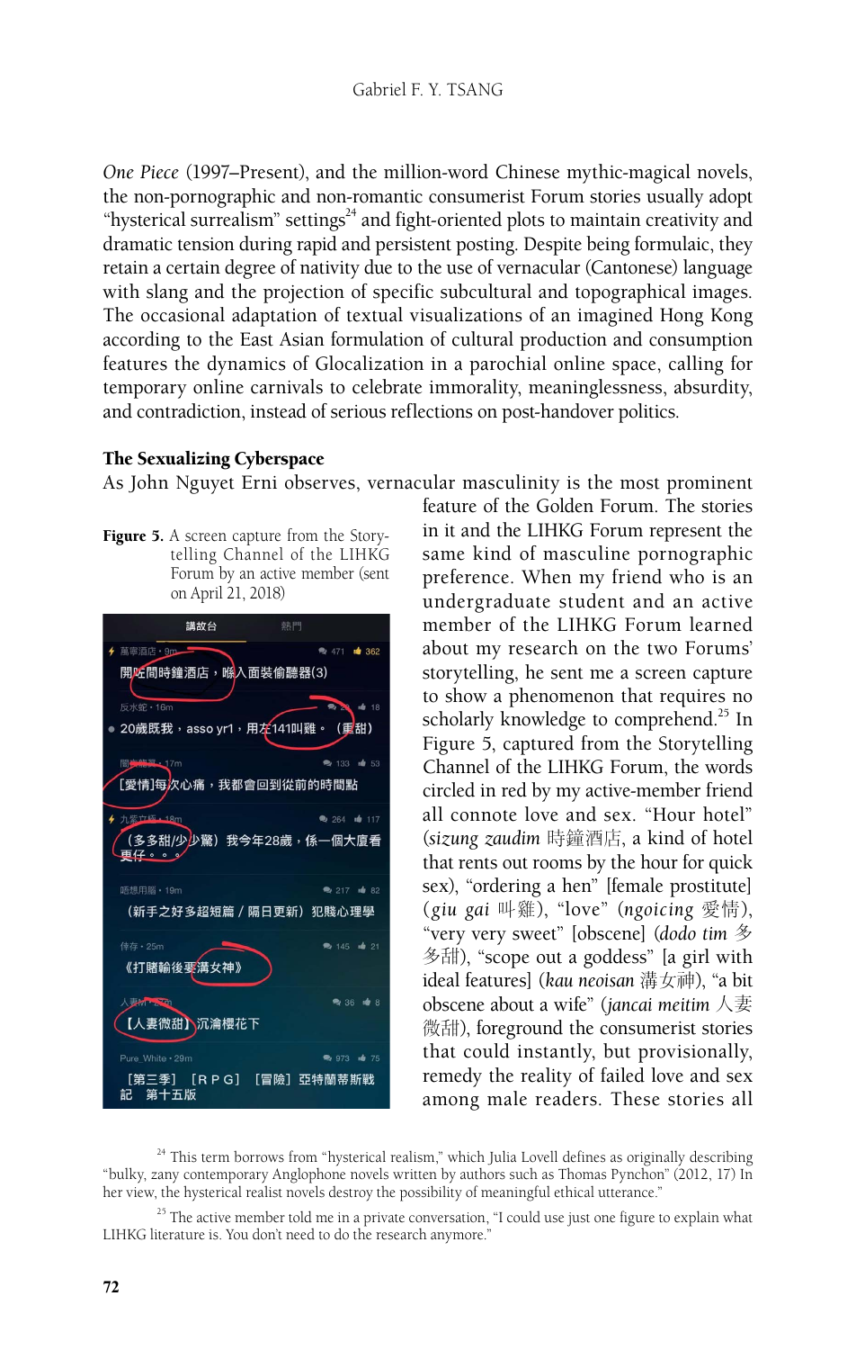*One Piece* (1997–Present), and the million-word Chinese mythic-magical novels, the non-pornographic and non-romantic consumerist Forum stories usually adopt "hysterical surrealism" settings[24] and fight-oriented plots to maintain creativity and dramatic tension during rapid and persistent posting. Despite being formulaic, they retain a certain degree of nativity due to the use of vernacular (Cantonese) language with slang and the projection of specific subcultural and topographical images. The occasional adaptation of textual visualizations of an imagined Hong Kong according to the East Asian formulation of cultural production and consumption features the dynamics of Glocalization in a parochial online space, calling for temporary online carnivals to celebrate immorality, meaninglessness, absurdity, and contradiction, instead of serious reflections on post-handover politics.

### The Sexualizing Cyberspace

As John Nguyet Erni observes, vernacular masculinity is the most prominent feature of the Golden Forum. The stories in it and the LIHKG Forum represent the same kind of masculine pornographic preference. When my friend who is an undergraduate student and an active member of the LIHKG Forum learned about my research on the two Forums' storytelling, he sent me a screen capture to show a phenomenon that requires no scholarly knowledge to comprehend.[25] In Figure 5, captured from the Storytelling Channel of the LIHKG Forum, the words circled in red by my active-member friend all connote love and sex. "Hour hotel" (*sizung zaudim* 時鐘酒店, a kind of hotel that rents out rooms by the hour for quick sex), "ordering a hen" [female prostitute] (*giu gai* 叫雞), "love" (*ngoicing* 愛情), "very very sweet" [obscene] (*dodo tim* 多多甜), "scope out a goddess" [a girl with ideal features] (*kau neoisan* 溝女神), "a bit obscene about a wife" (*jancai meitim* 人妻微甜), foreground the consumerist stories that could instantly, but provisionally, remedy the reality of failed love and sex among male readers. These stories all

**Figure 5.** A screen capture from the Storytelling Channel of the LIHKG Forum by an active member (sent on April 21, 2018)

[24] This term borrows from "hysterical realism," which Julia Lovell defines as originally describing "bulky, zany contemporary Anglophone novels written by authors such as Thomas Pynchon" (2012, 17) In her view, the hysterical realist novels destroy the possibility of meaningful ethical utterance."

[25] The active member told me in a private conversation, "I could use just one figure to explain what LIHKG literature is. You don't need to do the research anymore."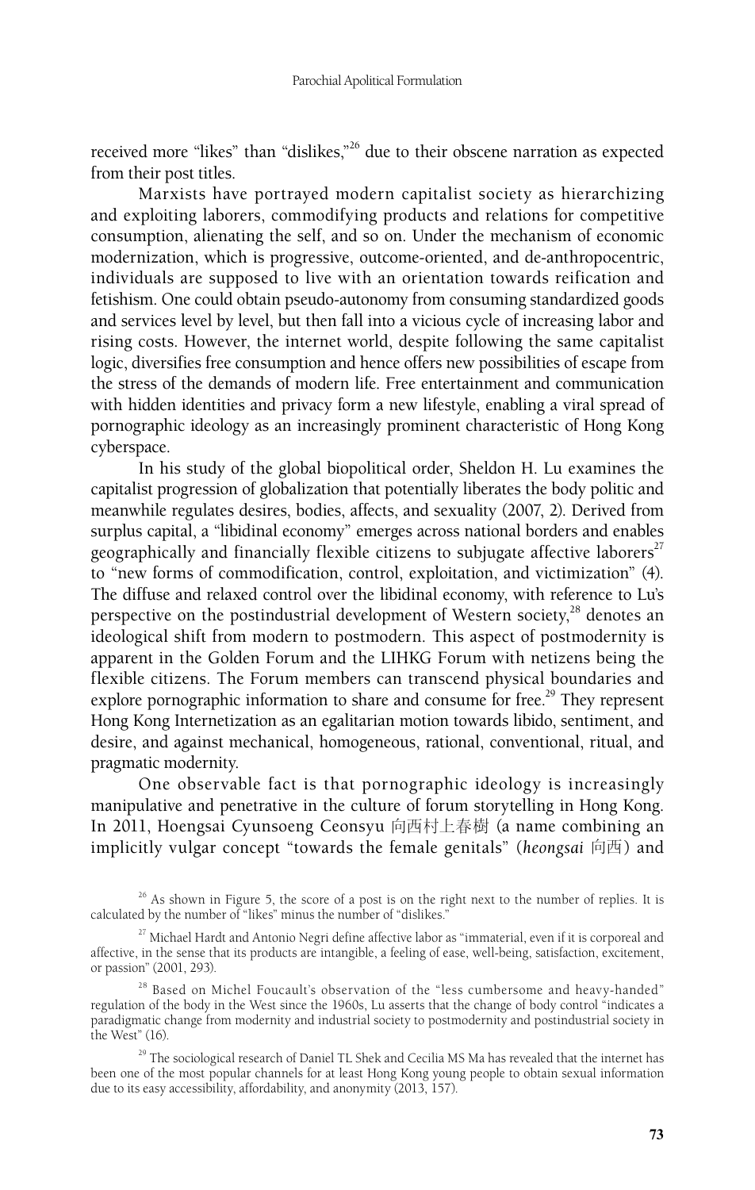received more "likes" than "dislikes,"[26] due to their obscene narration as expected from their post titles.

Marxists have portrayed modern capitalist society as hierarchizing and exploiting laborers, commodifying products and relations for competitive consumption, alienating the self, and so on. Under the mechanism of economic modernization, which is progressive, outcome-oriented, and de-anthropocentric, individuals are supposed to live with an orientation towards reification and fetishism. One could obtain pseudo-autonomy from consuming standardized goods and services level by level, but then fall into a vicious cycle of increasing labor and rising costs. However, the internet world, despite following the same capitalist logic, diversifies free consumption and hence offers new possibilities of escape from the stress of the demands of modern life. Free entertainment and communication with hidden identities and privacy form a new lifestyle, enabling a viral spread of pornographic ideology as an increasingly prominent characteristic of Hong Kong cyberspace.

In his study of the global biopolitical order, Sheldon H. Lu examines the capitalist progression of globalization that potentially liberates the body politic and meanwhile regulates desires, bodies, affects, and sexuality (2007, 2). Derived from surplus capital, a "libidinal economy" emerges across national borders and enables geographically and financially flexible citizens to subjugate affective laborers[27] to "new forms of commodification, control, exploitation, and victimization" (4). The diffuse and relaxed control over the libidinal economy, with reference to Lu's perspective on the postindustrial development of Western society,[28] denotes an ideological shift from modern to postmodern. This aspect of postmodernity is apparent in the Golden Forum and the LIHKG Forum with netizens being the flexible citizens. The Forum members can transcend physical boundaries and explore pornographic information to share and consume for free.[29] They represent Hong Kong Internetization as an egalitarian motion towards libido, sentiment, and desire, and against mechanical, homogeneous, rational, conventional, ritual, and pragmatic modernity.

One observable fact is that pornographic ideology is increasingly manipulative and penetrative in the culture of forum storytelling in Hong Kong. In 2011, Hoengsai Cyunsoeng Ceonsyu 向西村上春樹 (a name combining an implicitly vulgar concept "towards the female genitals" (*heongsai* 向西) and

[26] As shown in Figure 5, the score of a post is on the right next to the number of replies. It is calculated by the number of "likes" minus the number of "dislikes."

[27] Michael Hardt and Antonio Negri define affective labor as "immaterial, even if it is corporeal and affective, in the sense that its products are intangible, a feeling of ease, well-being, satisfaction, excitement, or passion" (2001, 293).

[28] Based on Michel Foucault's observation of the "less cumbersome and heavy-handed" regulation of the body in the West since the 1960s, Lu asserts that the change of body control "indicates a paradigmatic change from modernity and industrial society to postmodernity and postindustrial society in the West" (16).

[29] The sociological research of Daniel TL Shek and Cecilia MS Ma has revealed that the internet has been one of the most popular channels for at least Hong Kong young people to obtain sexual information due to its easy accessibility, affordability, and anonymity (2013, 157).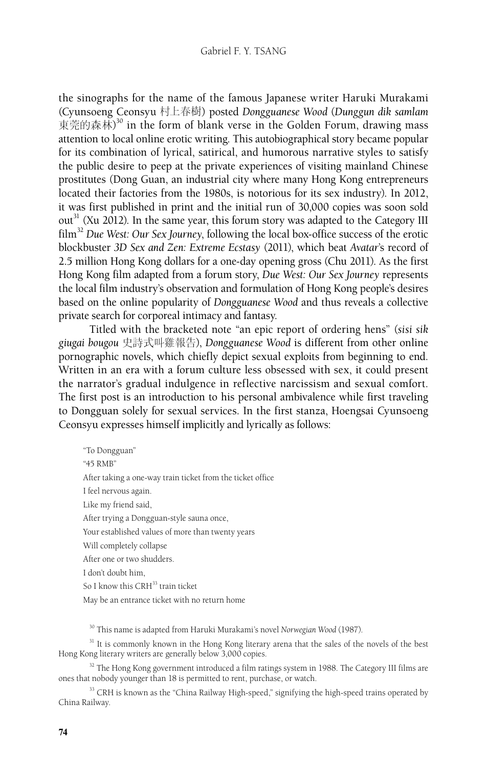the sinographs for the name of the famous Japanese writer Haruki Murakami (Cyunsoeng Ceonsyu 村上春樹) posted *Dongguanese Wood* (*Dunggun dik samlam* 東莞的森林)[30] in the form of blank verse in the Golden Forum, drawing mass attention to local online erotic writing. This autobiographical story became popular for its combination of lyrical, satirical, and humorous narrative styles to satisfy the public desire to peep at the private experiences of visiting mainland Chinese prostitutes (Dong Guan, an industrial city where many Hong Kong entrepreneurs located their factories from the 1980s, is notorious for its sex industry). In 2012, it was first published in print and the initial run of 30,000 copies was soon sold out[31] (Xu 2012). In the same year, this forum story was adapted to the Category III film[32] *Due West: Our Sex Journey*, following the local box-office success of the erotic blockbuster *3D Sex and Zen: Extreme Ecstasy* (2011), which beat *Avatar*'s record of 2.5 million Hong Kong dollars for a one-day opening gross (Chu 2011). As the first Hong Kong film adapted from a forum story, *Due West: Our Sex Journey* represents the local film industry's observation and formulation of Hong Kong people's desires based on the online popularity of *Dongguanese Wood* and thus reveals a collective private search for corporeal intimacy and fantasy.

Titled with the bracketed note "an epic report of ordering hens" (*sisi sik giugai bougou* 史詩式叫雞報告), *Dongguanese Wood* is different from other online pornographic novels, which chiefly depict sexual exploits from beginning to end. Written in an era with a forum culture less obsessed with sex, it could present the narrator's gradual indulgence in reflective narcissism and sexual comfort. The first post is an introduction to his personal ambivalence while first traveling to Dongguan solely for sexual services. In the first stanza, Hoengsai Cyunsoeng Ceonsyu expresses himself implicitly and lyrically as follows:

> "To Dongguan"
> "45 RMB"
> After taking a one-way train ticket from the ticket office
> I feel nervous again.
> Like my friend said,
> After trying a Dongguan-style sauna once,
> Your established values of more than twenty years
> Will completely collapse
> After one or two shudders.
> I don't doubt him,
> So I know this CRH[33] train ticket
> May be an entrance ticket with no return home

[30] This name is adapted from Haruki Murakami's novel *Norwegian Wood* (1987).

[31] It is commonly known in the Hong Kong literary arena that the sales of the novels of the best Hong Kong literary writers are generally below 3,000 copies.

[32] The Hong Kong government introduced a film ratings system in 1988. The Category III films are ones that nobody younger than 18 is permitted to rent, purchase, or watch.

[33] CRH is known as the "China Railway High-speed," signifying the high-speed trains operated by China Railway.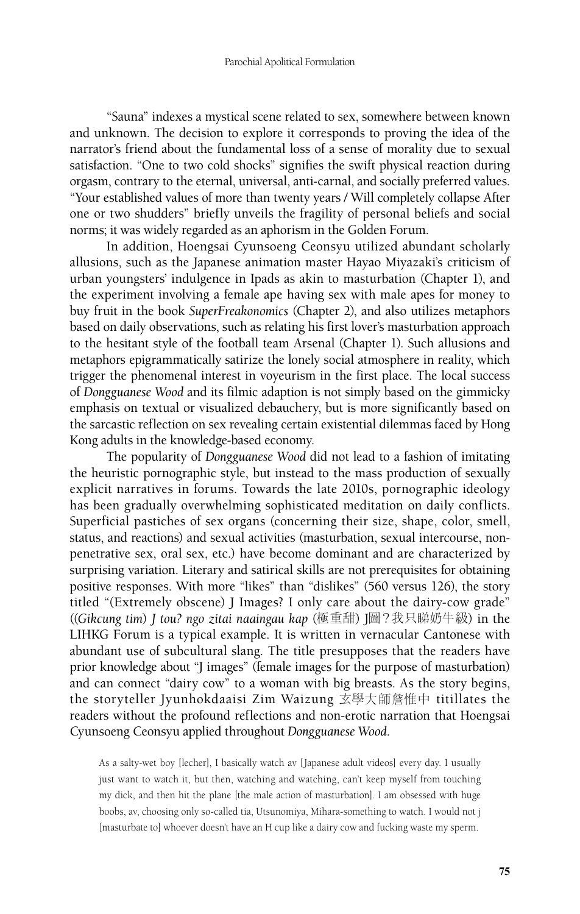"Sauna" indexes a mystical scene related to sex, somewhere between known and unknown. The decision to explore it corresponds to proving the idea of the narrator's friend about the fundamental loss of a sense of morality due to sexual satisfaction. "One to two cold shocks" signifies the swift physical reaction during orgasm, contrary to the eternal, universal, anti-carnal, and socially preferred values. "Your established values of more than twenty years / Will completely collapse After one or two shudders" briefly unveils the fragility of personal beliefs and social norms; it was widely regarded as an aphorism in the Golden Forum.

In addition, Hoengsai Cyunsoeng Ceonsyu utilized abundant scholarly allusions, such as the Japanese animation master Hayao Miyazaki's criticism of urban youngsters' indulgence in Ipads as akin to masturbation (Chapter 1), and the experiment involving a female ape having sex with male apes for money to buy fruit in the book *SuperFreakonomics* (Chapter 2), and also utilizes metaphors based on daily observations, such as relating his first lover's masturbation approach to the hesitant style of the football team Arsenal (Chapter 1). Such allusions and metaphors epigrammatically satirize the lonely social atmosphere in reality, which trigger the phenomenal interest in voyeurism in the first place. The local success of *Dongguanese Wood* and its filmic adaption is not simply based on the gimmicky emphasis on textual or visualized debauchery, but is more significantly based on the sarcastic reflection on sex revealing certain existential dilemmas faced by Hong Kong adults in the knowledge-based economy.

The popularity of *Dongguanese Wood* did not lead to a fashion of imitating the heuristic pornographic style, but instead to the mass production of sexually explicit narratives in forums. Towards the late 2010s, pornographic ideology has been gradually overwhelming sophisticated meditation on daily conflicts. Superficial pastiches of sex organs (concerning their size, shape, color, smell, status, and reactions) and sexual activities (masturbation, sexual intercourse, non-penetrative sex, oral sex, etc.) have become dominant and are characterized by surprising variation. Literary and satirical skills are not prerequisites for obtaining positive responses. With more "likes" than "dislikes" (560 versus 126), the story titled "(Extremely obscene) J Images? I only care about the dairy-cow grade" ((*Gikcung tim*) *J tou? ngo zitai naaingau kap* (極重甜) J圖？我只睇奶牛級) in the LIHKG Forum is a typical example. It is written in vernacular Cantonese with abundant use of subcultural slang. The title presupposes that the readers have prior knowledge about "J images" (female images for the purpose of masturbation) and can connect "dairy cow" to a woman with big breasts. As the story begins, the storyteller Jyunhokdaaisi Zim Waizung 玄學大師詹惟中 titillates the readers without the profound reflections and non-erotic narration that Hoengsai Cyunsoeng Ceonsyu applied throughout *Dongguanese Wood*.

> As a salty-wet boy [lecher], I basically watch av [Japanese adult videos] every day. I usually just want to watch it, but then, watching and watching, can't keep myself from touching my dick, and then hit the plane [the male action of masturbation]. I am obsessed with huge boobs, av, choosing only so-called tia, Utsunomiya, Mihara-something to watch. I would not j [masturbate to] whoever doesn't have an H cup like a dairy cow and fucking waste my sperm.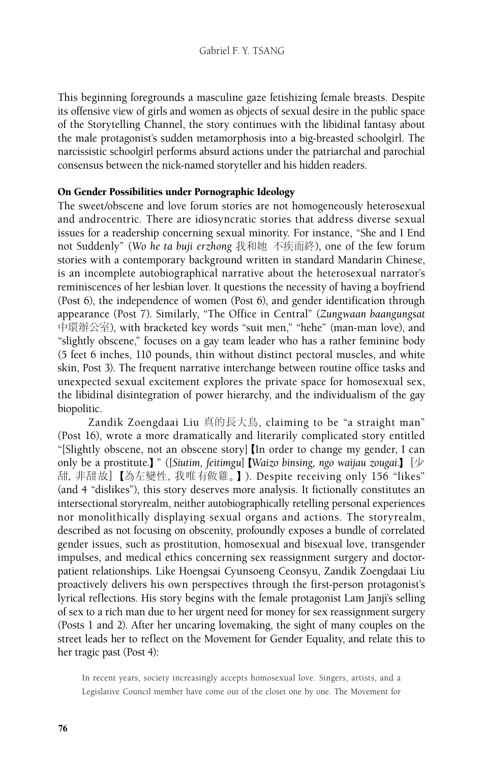This beginning foregrounds a masculine gaze fetishizing female breasts. Despite its offensive view of girls and women as objects of sexual desire in the public space of the Storytelling Channel, the story continues with the libidinal fantasy about the male protagonist's sudden metamorphosis into a big-breasted schoolgirl. The narcissistic schoolgirl performs absurd actions under the patriarchal and parochial consensus between the nick-named storyteller and his hidden readers.

### On Gender Possibilities under Pornographic Ideology

The sweet/obscene and love forum stories are not homogeneously heterosexual and androcentric. There are idiosyncratic stories that address diverse sexual issues for a readership concerning sexual minority. For instance, "She and I End not Suddenly" (*Wo he ta buji erzhong* 我和她 不疾而終), one of the few forum stories with a contemporary background written in standard Mandarin Chinese, is an incomplete autobiographical narrative about the heterosexual narrator's reminiscences of her lesbian lover. It questions the necessity of having a boyfriend (Post 6), the independence of women (Post 6), and gender identification through appearance (Post 7). Similarly, "The Office in Central" (*Zungwaan baangungsat* 中環辦公室), with bracketed key words "suit men," "hehe" (man-man love), and "slightly obscene," focuses on a gay team leader who has a rather feminine body (5 feet 6 inches, 110 pounds, thin without distinct pectoral muscles, and white skin, Post 3). The frequent narrative interchange between routine office tasks and unexpected sexual excitement explores the private space for homosexual sex, the libidinal disintegration of power hierarchy, and the individualism of the gay biopolitic.

Zandik Zoengdaai Liu 真的長大鳥, claiming to be "a straight man" (Post 16), wrote a more dramatically and literarily complicated story entitled "[Slightly obscene, not an obscene story]【In order to change my gender, I can only be a prostitute.】" ([*Siutim, feitimgu*]【*Waizo binsing, ngo waijau zougai*.】[少甜, 非甜故]【為左變性, 我唯有做雞。】). Despite receiving only 156 "likes" (and 4 "dislikes"), this story deserves more analysis. It fictionally constitutes an intersectional storyrealm, neither autobiographically retelling personal experiences nor monolithically displaying sexual organs and actions. The storyrealm, described as not focusing on obscenity, profoundly exposes a bundle of correlated gender issues, such as prostitution, homosexual and bisexual love, transgender impulses, and medical ethics concerning sex reassignment surgery and doctor-patient relationships. Like Hoengsai Cyunsoeng Ceonsyu, Zandik Zoengdaai Liu proactively delivers his own perspectives through the first-person protagonist's lyrical reflections. His story begins with the female protagonist Lam Janji's selling of sex to a rich man due to her urgent need for money for sex reassignment surgery (Posts 1 and 2). After her uncaring lovemaking, the sight of many couples on the street leads her to reflect on the Movement for Gender Equality, and relate this to her tragic past (Post 4):

> In recent years, society increasingly accepts homosexual love. Singers, artists, and a Legislative Council member have come out of the closet one by one. The Movement for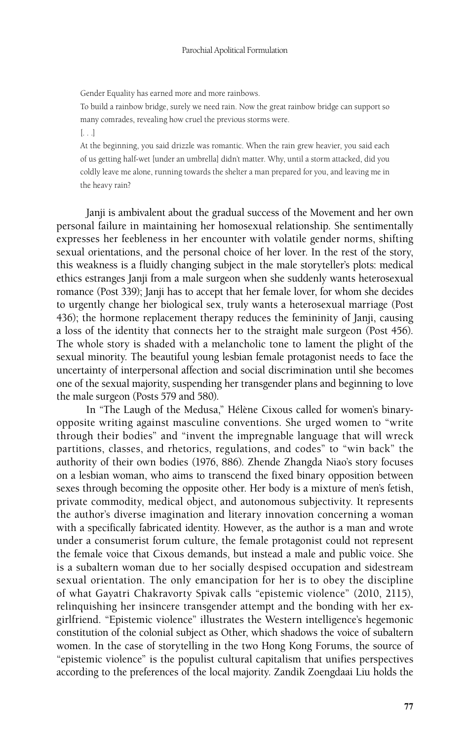> Gender Equality has earned more and more rainbows.
>
> To build a rainbow bridge, surely we need rain. Now the great rainbow bridge can support so many comrades, revealing how cruel the previous storms were.
>
> [. . .]
>
> At the beginning, you said drizzle was romantic. When the rain grew heavier, you said each of us getting half-wet [under an umbrella] didn't matter. Why, until a storm attacked, did you coldly leave me alone, running towards the shelter a man prepared for you, and leaving me in the heavy rain?

Janji is ambivalent about the gradual success of the Movement and her own personal failure in maintaining her homosexual relationship. She sentimentally expresses her feebleness in her encounter with volatile gender norms, shifting sexual orientations, and the personal choice of her lover. In the rest of the story, this weakness is a fluidly changing subject in the male storyteller's plots: medical ethics estranges Janji from a male surgeon when she suddenly wants heterosexual romance (Post 339); Janji has to accept that her female lover, for whom she decides to urgently change her biological sex, truly wants a heterosexual marriage (Post 436); the hormone replacement therapy reduces the femininity of Janji, causing a loss of the identity that connects her to the straight male surgeon (Post 456). The whole story is shaded with a melancholic tone to lament the plight of the sexual minority. The beautiful young lesbian female protagonist needs to face the uncertainty of interpersonal affection and social discrimination until she becomes one of the sexual majority, suspending her transgender plans and beginning to love the male surgeon (Posts 579 and 580).

In "The Laugh of the Medusa," Hélène Cixous called for women's binary-opposite writing against masculine conventions. She urged women to "write through their bodies" and "invent the impregnable language that will wreck partitions, classes, and rhetorics, regulations, and codes" to "win back" the authority of their own bodies (1976, 886). Zhende Zhangda Niao's story focuses on a lesbian woman, who aims to transcend the fixed binary opposition between sexes through becoming the opposite other. Her body is a mixture of men's fetish, private commodity, medical object, and autonomous subjectivity. It represents the author's diverse imagination and literary innovation concerning a woman with a specifically fabricated identity. However, as the author is a man and wrote under a consumerist forum culture, the female protagonist could not represent the female voice that Cixous demands, but instead a male and public voice. She is a subaltern woman due to her socially despised occupation and sidestream sexual orientation. The only emancipation for her is to obey the discipline of what Gayatri Chakravorty Spivak calls "epistemic violence" (2010, 2115), relinquishing her insincere transgender attempt and the bonding with her ex-girlfriend. "Epistemic violence" illustrates the Western intelligence's hegemonic constitution of the colonial subject as Other, which shadows the voice of subaltern women. In the case of storytelling in the two Hong Kong Forums, the source of "epistemic violence" is the populist cultural capitalism that unifies perspectives according to the preferences of the local majority. Zandik Zoengdaai Liu holds the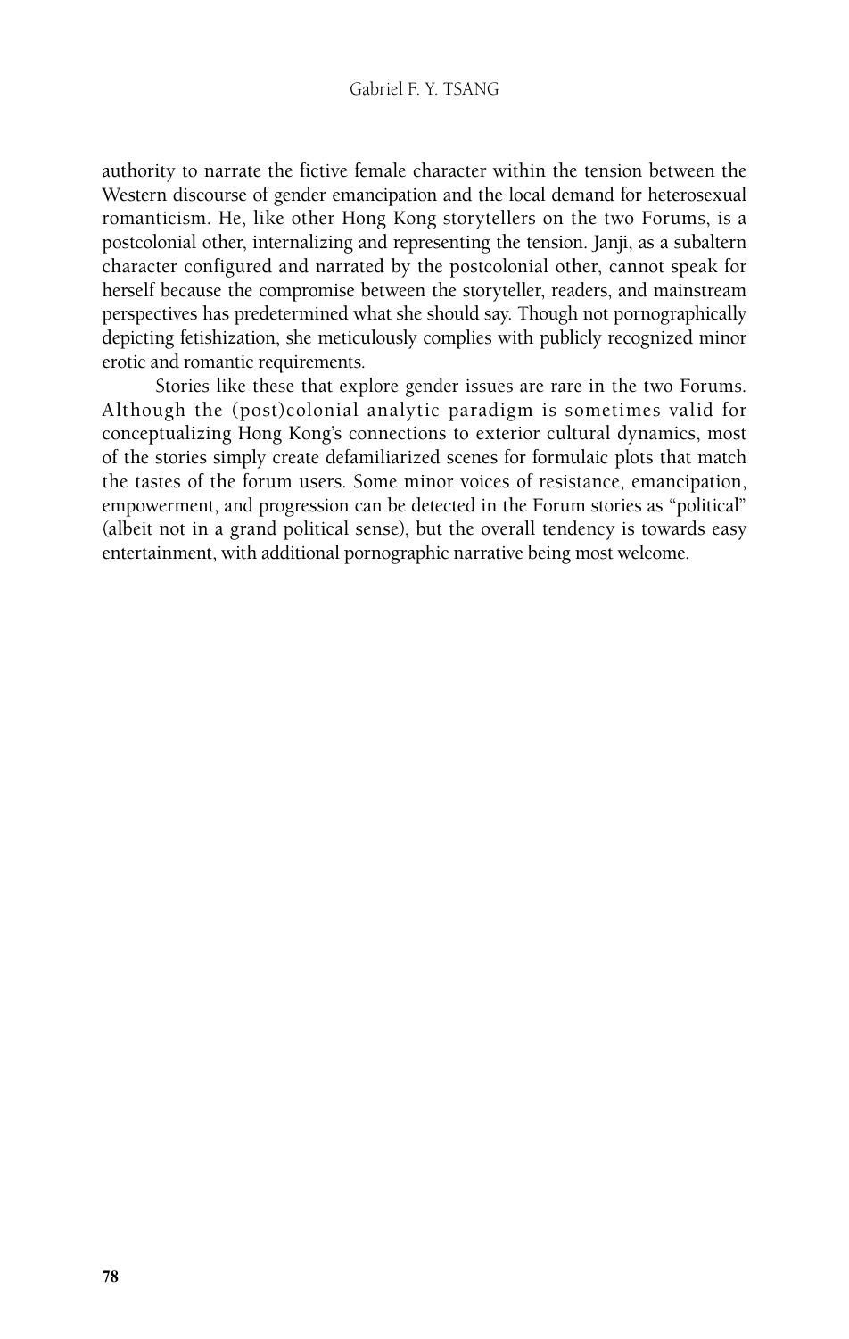authority to narrate the fictive female character within the tension between the Western discourse of gender emancipation and the local demand for heterosexual romanticism. He, like other Hong Kong storytellers on the two Forums, is a postcolonial other, internalizing and representing the tension. Janji, as a subaltern character configured and narrated by the postcolonial other, cannot speak for herself because the compromise between the storyteller, readers, and mainstream perspectives has predetermined what she should say. Though not pornographically depicting fetishization, she meticulously complies with publicly recognized minor erotic and romantic requirements.

Stories like these that explore gender issues are rare in the two Forums. Although the (post)colonial analytic paradigm is sometimes valid for conceptualizing Hong Kong's connections to exterior cultural dynamics, most of the stories simply create defamiliarized scenes for formulaic plots that match the tastes of the forum users. Some minor voices of resistance, emancipation, empowerment, and progression can be detected in the Forum stories as "political" (albeit not in a grand political sense), but the overall tendency is towards easy entertainment, with additional pornographic narrative being most welcome.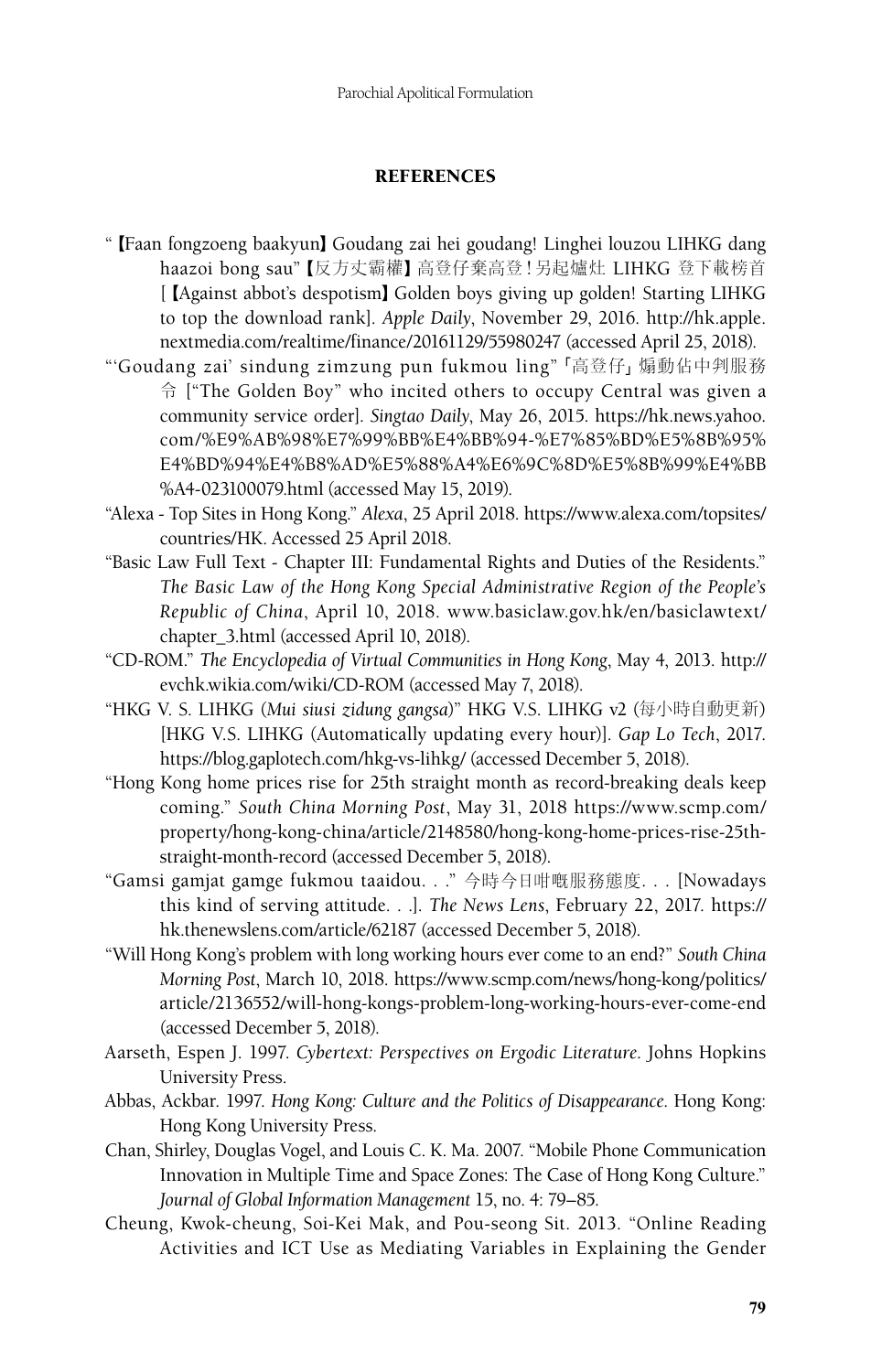## REFERENCES

"【Faan fongzoeng baakyun】Goudang zai hei goudang! Linghei louzou LIHKG dang haazoi bong sau"【反方丈霸權】高登仔棄高登！另起爐灶 LIHKG 登下載榜首 [【Against abbot's despotism】Golden boys giving up golden! Starting LIHKG to top the download rank]. *Apple Daily*, November 29, 2016. http://hk.apple.nextmedia.com/realtime/finance/20161129/55980247 (accessed April 25, 2018).

"'Goudang zai' sindung zimzung pun fukmou ling" 「高登仔」煽動佔中判服務令 ["The Golden Boy" who incited others to occupy Central was given a community service order]. *Singtao Daily*, May 26, 2015. https://hk.news.yahoo.com/%E9%AB%98%E7%99%BB%E4%BB%94-%E7%85%BD%E5%8B%95%E4%BD%94%E4%B8%AD%E5%88%A4%E6%9C%8D%E5%8B%99%E4%BB%A4-023100079.html (accessed May 15, 2019).

"Alexa - Top Sites in Hong Kong." *Alexa*, 25 April 2018. https://www.alexa.com/topsites/countries/HK. Accessed 25 April 2018.

"Basic Law Full Text - Chapter III: Fundamental Rights and Duties of the Residents." *The Basic Law of the Hong Kong Special Administrative Region of the People's Republic of China*, April 10, 2018. www.basiclaw.gov.hk/en/basiclawtext/chapter_3.html (accessed April 10, 2018).

"CD-ROM." *The Encyclopedia of Virtual Communities in Hong Kong*, May 4, 2013. http://evchk.wikia.com/wiki/CD-ROM (accessed May 7, 2018).

"HKG V. S. LIHKG (*Mui siusi zidung gangsa*)" HKG V.S. LIHKG v2 (每小時自動更新) [HKG V.S. LIHKG (Automatically updating every hour)]. *Gap Lo Tech*, 2017. https://blog.gaplotech.com/hkg-vs-lihkg/ (accessed December 5, 2018).

"Hong Kong home prices rise for 25th straight month as record-breaking deals keep coming." *South China Morning Post*, May 31, 2018 https://www.scmp.com/property/hong-kong-china/article/2148580/hong-kong-home-prices-rise-25th-straight-month-record (accessed December 5, 2018).

"Gamsi gamjat gamge fukmou taaidou. . ." 今時今日咁嘅服務態度. . . [Nowadays this kind of serving attitude. . .]. *The News Lens*, February 22, 2017. https://hk.thenewslens.com/article/62187 (accessed December 5, 2018).

"Will Hong Kong's problem with long working hours ever come to an end?" *South China Morning Post*, March 10, 2018. https://www.scmp.com/news/hong-kong/politics/article/2136552/will-hong-kongs-problem-long-working-hours-ever-come-end (accessed December 5, 2018).

Aarseth, Espen J. 1997. *Cybertext: Perspectives on Ergodic Literature*. Johns Hopkins University Press.

Abbas, Ackbar. 1997. *Hong Kong: Culture and the Politics of Disappearance*. Hong Kong: Hong Kong University Press.

Chan, Shirley, Douglas Vogel, and Louis C. K. Ma. 2007. "Mobile Phone Communication Innovation in Multiple Time and Space Zones: The Case of Hong Kong Culture." *Journal of Global Information Management* 15, no. 4: 79–85.

Cheung, Kwok-cheung, Soi-Kei Mak, and Pou-seong Sit. 2013. "Online Reading Activities and ICT Use as Mediating Variables in Explaining the Gender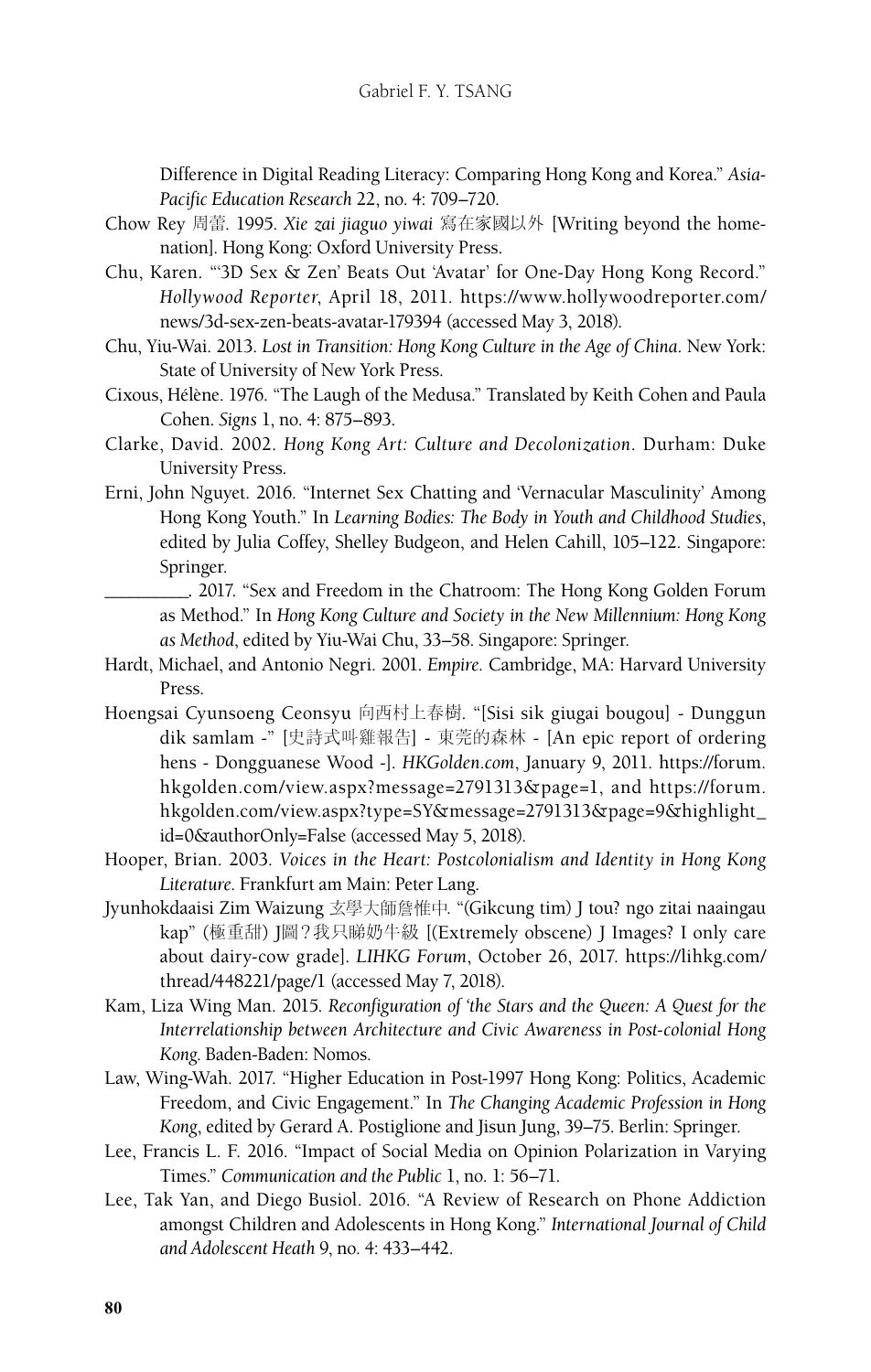Difference in Digital Reading Literacy: Comparing Hong Kong and Korea." *Asia-Pacific Education Research* 22, no. 4: 709–720.

Chow Rey 周蕾. 1995. *Xie zai jiaguo yiwai* 寫在家國以外 [Writing beyond the home-nation]. Hong Kong: Oxford University Press.

Chu, Karen. "'3D Sex & Zen' Beats Out 'Avatar' for One-Day Hong Kong Record." *Hollywood Reporter*, April 18, 2011. https://www.hollywoodreporter.com/news/3d-sex-zen-beats-avatar-179394 (accessed May 3, 2018).

Chu, Yiu-Wai. 2013. *Lost in Transition: Hong Kong Culture in the Age of China*. New York: State of University of New York Press.

Cixous, Hélène. 1976. "The Laugh of the Medusa." Translated by Keith Cohen and Paula Cohen. *Signs* 1, no. 4: 875–893.

Clarke, David. 2002. *Hong Kong Art: Culture and Decolonization*. Durham: Duke University Press.

Erni, John Nguyet. 2016. "Internet Sex Chatting and 'Vernacular Masculinity' Among Hong Kong Youth." In *Learning Bodies: The Body in Youth and Childhood Studies*, edited by Julia Coffey, Shelley Budgeon, and Helen Cahill, 105–122. Singapore: Springer.

\_\_\_\_\_\_\_\_\_. 2017. "Sex and Freedom in the Chatroom: The Hong Kong Golden Forum as Method." In *Hong Kong Culture and Society in the New Millennium: Hong Kong as Method*, edited by Yiu-Wai Chu, 33–58. Singapore: Springer.

Hardt, Michael, and Antonio Negri. 2001. *Empire*. Cambridge, MA: Harvard University Press.

Hoengsai Cyunsoeng Ceonsyu 向西村上春樹. "[Sisi sik giugai bougou] - Dunggun dik samlam -" [史詩式叫雞報告] - 東莞的森林 - [An epic report of ordering hens - Dongguanese Wood -]. *HKGolden.com*, January 9, 2011. https://forum.hkgolden.com/view.aspx?message=2791313&page=1, and https://forum.hkgolden.com/view.aspx?type=SY&message=2791313&page=9&highlight_id=0&authorOnly=False (accessed May 5, 2018).

Hooper, Brian. 2003. *Voices in the Heart: Postcolonialism and Identity in Hong Kong Literature*. Frankfurt am Main: Peter Lang.

Jyunhokdaaisi Zim Waizung 玄學大師詹惟中. "(Gikcung tim) J tou? ngo zitai naaingau kap" (極重甜) J圖？我只睇奶牛級 [(Extremely obscene) J Images? I only care about dairy-cow grade]. *LIHKG Forum*, October 26, 2017. https://lihkg.com/thread/448221/page/1 (accessed May 7, 2018).

Kam, Liza Wing Man. 2015. *Reconfiguration of 'the Stars and the Queen: A Quest for the Interrelationship between Architecture and Civic Awareness in Post-colonial Hong Kong*. Baden-Baden: Nomos.

Law, Wing-Wah. 2017. "Higher Education in Post-1997 Hong Kong: Politics, Academic Freedom, and Civic Engagement." In *The Changing Academic Profession in Hong Kong*, edited by Gerard A. Postiglione and Jisun Jung, 39–75. Berlin: Springer.

Lee, Francis L. F. 2016. "Impact of Social Media on Opinion Polarization in Varying Times." *Communication and the Public* 1, no. 1: 56–71.

Lee, Tak Yan, and Diego Busiol. 2016. "A Review of Research on Phone Addiction amongst Children and Adolescents in Hong Kong." *International Journal of Child and Adolescent Heath* 9, no. 4: 433–442.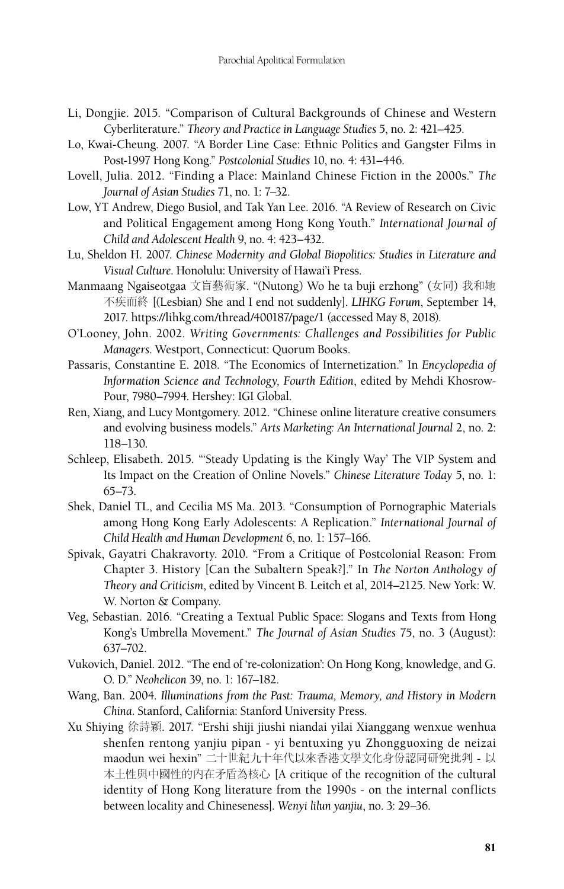Li, Dongjie. 2015. "Comparison of Cultural Backgrounds of Chinese and Western Cyberliterature." *Theory and Practice in Language Studies* 5, no. 2: 421–425.

Lo, Kwai-Cheung. 2007. "A Border Line Case: Ethnic Politics and Gangster Films in Post-1997 Hong Kong." *Postcolonial Studies* 10, no. 4: 431–446.

Lovell, Julia. 2012. "Finding a Place: Mainland Chinese Fiction in the 2000s." *The Journal of Asian Studies* 71, no. 1: 7–32.

Low, YT Andrew, Diego Busiol, and Tak Yan Lee. 2016. "A Review of Research on Civic and Political Engagement among Hong Kong Youth." *International Journal of Child and Adolescent Health* 9, no. 4: 423–432.

Lu, Sheldon H. 2007. *Chinese Modernity and Global Biopolitics: Studies in Literature and Visual Culture*. Honolulu: University of Hawai'i Press.

Manmaang Ngaiseotgaa 文盲藝術家. "(Nutong) Wo he ta buji erzhong" (女同) 我和她不疾而終 [(Lesbian) She and I end not suddenly]. *LIHKG Forum*, September 14, 2017. https://lihkg.com/thread/400187/page/1 (accessed May 8, 2018).

O'Looney, John. 2002. *Writing Governments: Challenges and Possibilities for Public Managers*. Westport, Connecticut: Quorum Books.

Passaris, Constantine E. 2018. "The Economics of Internetization." In *Encyclopedia of Information Science and Technology, Fourth Edition*, edited by Mehdi Khosrow-Pour, 7980–7994. Hershey: IGI Global.

Ren, Xiang, and Lucy Montgomery. 2012. "Chinese online literature creative consumers and evolving business models." *Arts Marketing: An International Journal* 2, no. 2: 118–130.

Schleep, Elisabeth. 2015. "'Steady Updating is the Kingly Way' The VIP System and Its Impact on the Creation of Online Novels." *Chinese Literature Today* 5, no. 1: 65–73.

Shek, Daniel TL, and Cecilia MS Ma. 2013. "Consumption of Pornographic Materials among Hong Kong Early Adolescents: A Replication." *International Journal of Child Health and Human Development* 6, no. 1: 157–166.

Spivak, Gayatri Chakravorty. 2010. "From a Critique of Postcolonial Reason: From Chapter 3. History [Can the Subaltern Speak?]." In *The Norton Anthology of Theory and Criticism*, edited by Vincent B. Leitch et al, 2014–2125. New York: W. W. Norton & Company.

Veg, Sebastian. 2016. "Creating a Textual Public Space: Slogans and Texts from Hong Kong's Umbrella Movement." *The Journal of Asian Studies* 75, no. 3 (August): 637–702.

Vukovich, Daniel. 2012. "The end of 're-colonization': On Hong Kong, knowledge, and G. O. D." *Neohelicon* 39, no. 1: 167–182.

Wang, Ban. 2004. *Illuminations from the Past: Trauma, Memory, and History in Modern China*. Stanford, California: Stanford University Press.

Xu Shiying 徐詩穎. 2017. "Ershi shiji jiushi niandai yilai Xianggang wenxue wenhua shenfen rentong yanjiu pipan - yi bentuxing yu Zhongguoxing de neizai maodun wei hexin" 二十世紀九十年代以來香港文學文化身份認同研究批判 - 以本土性與中國性的內在矛盾為核心 [A critique of the recognition of the cultural identity of Hong Kong literature from the 1990s - on the internal conflicts between locality and Chineseness]. *Wenyi lilun yanjiu*, no. 3: 29–36.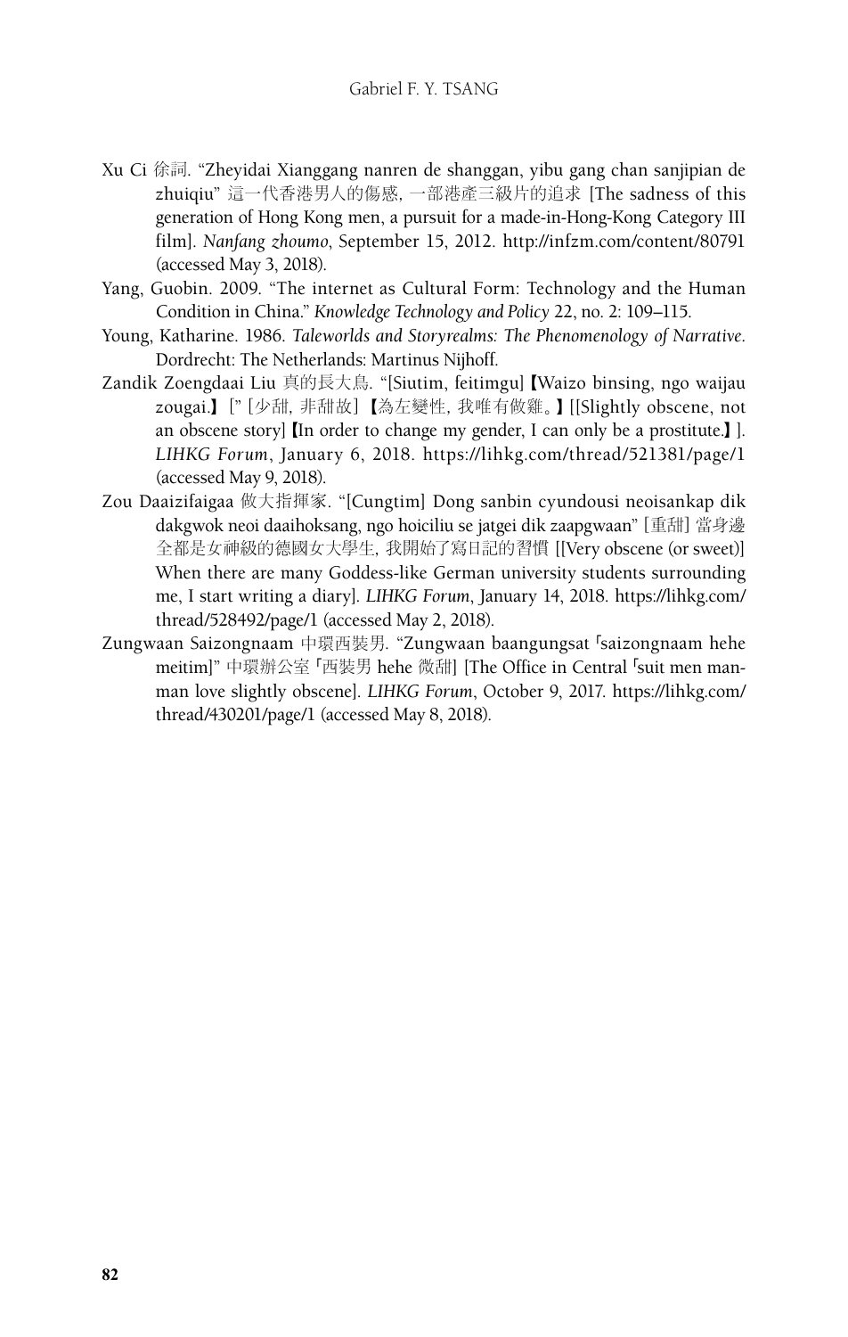Xu Ci 徐詞. "Zheyidai Xianggang nanren de shanggan, yibu gang chan sanjipian de zhuiqiu" 這一代香港男人的傷感, 一部港產三級片的追求 [The sadness of this generation of Hong Kong men, a pursuit for a made-in-Hong-Kong Category III film]. *Nanfang zhoumo*, September 15, 2012. http://infzm.com/content/80791 (accessed May 3, 2018).

Yang, Guobin. 2009. "The internet as Cultural Form: Technology and the Human Condition in China." *Knowledge Technology and Policy* 22, no. 2: 109–115.

Young, Katharine. 1986. *Taleworlds and Storyrealms: The Phenomenology of Narrative*. Dordrecht: The Netherlands: Martinus Nijhoff.

Zandik Zoengdaai Liu 真的長大鳥. "[Siutim, feitimgu]【Waizo binsing, ngo waijau zougai.】[" [少甜, 非甜故]【為左變性, 我唯有做雞。】[[Slightly obscene, not an obscene story]【In order to change my gender, I can only be a prostitute.】]. *LIHKG Forum*, January 6, 2018. https://lihkg.com/thread/521381/page/1 (accessed May 9, 2018).

Zou Daaizifaigaa 做大指揮家. "[Cungtim] Dong sanbin cyundousi neoisankap dik dakgwok neoi daaihoksang, ngo hoiciliu se jatgei dik zaapgwaan" [重甜] 當身邊全都是女神級的德國女大學生, 我開始了寫日記的習慣 [[Very obscene (or sweet)] When there are many Goddess-like German university students surrounding me, I start writing a diary]. *LIHKG Forum*, January 14, 2018. https://lihkg.com/thread/528492/page/1 (accessed May 2, 2018).

Zungwaan Saizongnaam 中環西裝男. "Zungwaan baangungsat「saizongnaam hehe meitim]" 中環辦公室「西裝男 hehe 微甜] [The Office in Central「suit men man-man love slightly obscene]. *LIHKG Forum*, October 9, 2017. https://lihkg.com/thread/430201/page/1 (accessed May 8, 2018).